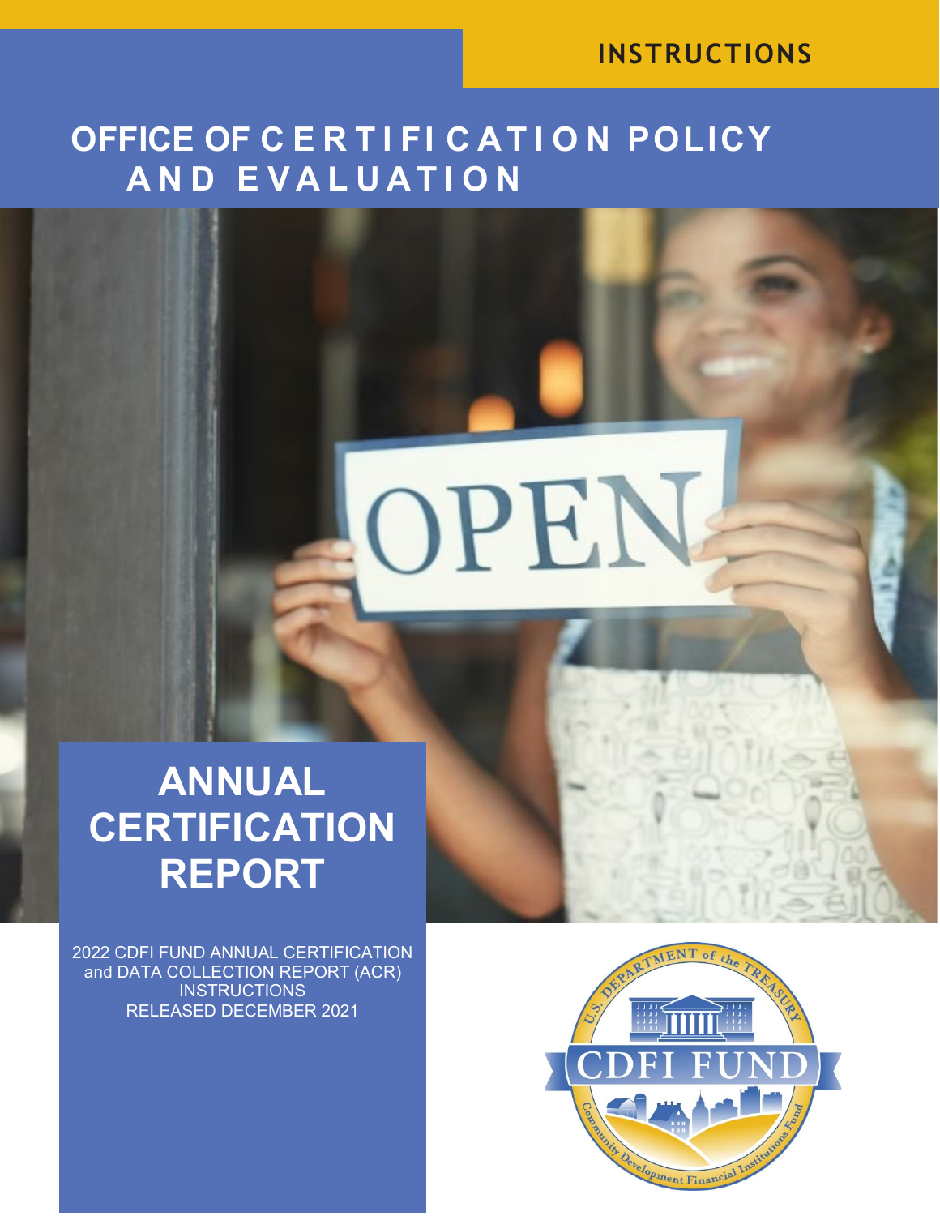INSTRUCTIONS

# OFFICE OF CERTIFICATION POLICY AND EVALUATION

# ANNUAL CERTIFICATION REPORT

2022 CDFI FUND ANNUAL CERTIFICATION and DATA COLLECTION REPORT (ACR) INSTRUCTIONS
RELEASED DECEMBER 2021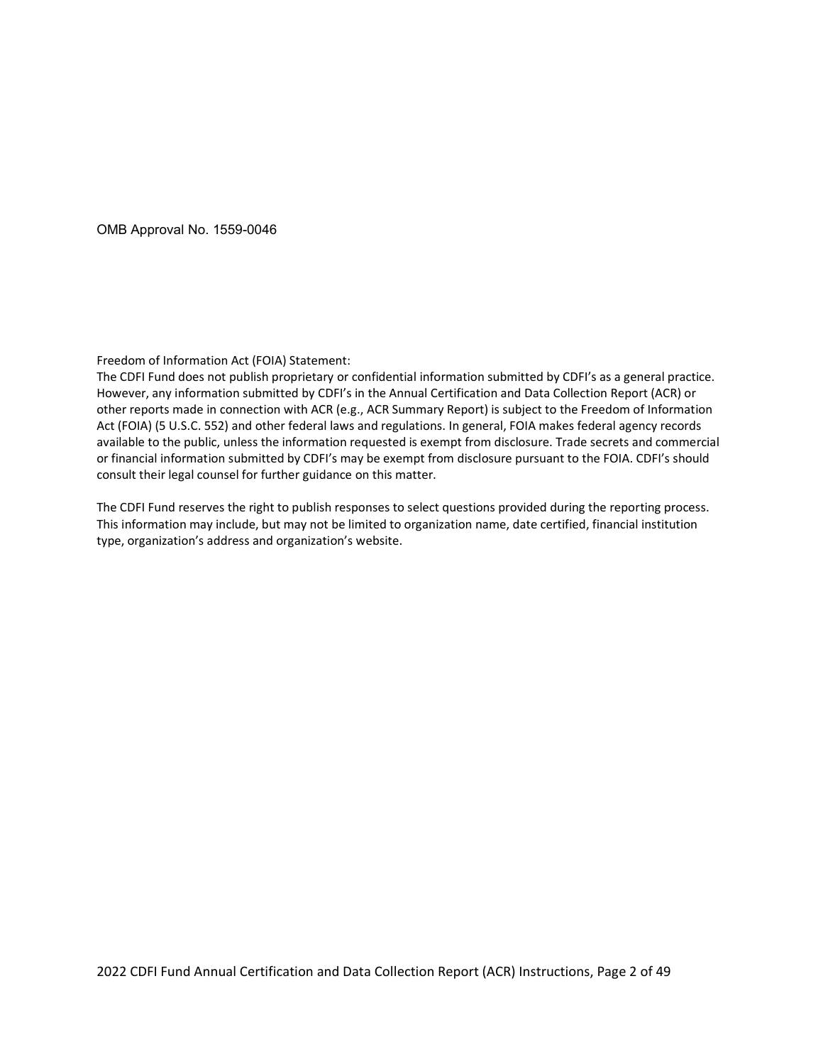OMB Approval No. 1559-0046

Freedom of Information Act (FOIA) Statement:
The CDFI Fund does not publish proprietary or confidential information submitted by CDFI's as a general practice. However, any information submitted by CDFI's in the Annual Certification and Data Collection Report (ACR) or other reports made in connection with ACR (e.g., ACR Summary Report) is subject to the Freedom of Information Act (FOIA) (5 U.S.C. 552) and other federal laws and regulations. In general, FOIA makes federal agency records available to the public, unless the information requested is exempt from disclosure. Trade secrets and commercial or financial information submitted by CDFI's may be exempt from disclosure pursuant to the FOIA. CDFI's should consult their legal counsel for further guidance on this matter.

The CDFI Fund reserves the right to publish responses to select questions provided during the reporting process. This information may include, but may not be limited to organization name, date certified, financial institution type, organization's address and organization's website.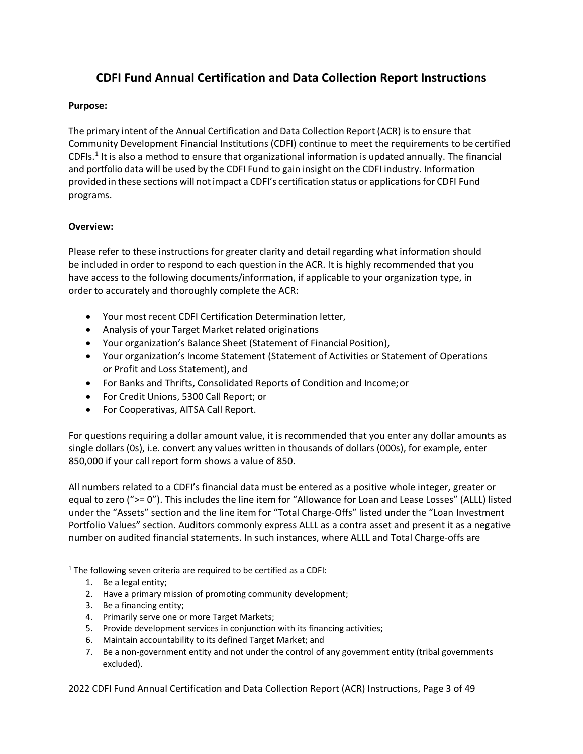## CDFI Fund Annual Certification and Data Collection Report Instructions

**Purpose:**

The primary intent of the Annual Certification and Data Collection Report (ACR) is to ensure that Community Development Financial Institutions (CDFI) continue to meet the requirements to be certified CDFIs.[1] It is also a method to ensure that organizational information is updated annually. The financial and portfolio data will be used by the CDFI Fund to gain insight on the CDFI industry. Information provided in these sections will not impact a CDFI's certification status or applications for CDFI Fund programs.

**Overview:**

Please refer to these instructions for greater clarity and detail regarding what information should be included in order to respond to each question in the ACR. It is highly recommended that you have access to the following documents/information, if applicable to your organization type, in order to accurately and thoroughly complete the ACR:

- Your most recent CDFI Certification Determination letter,
- Analysis of your Target Market related originations
- Your organization's Balance Sheet (Statement of Financial Position),
- Your organization's Income Statement (Statement of Activities or Statement of Operations or Profit and Loss Statement), and
- For Banks and Thrifts, Consolidated Reports of Condition and Income; or
- For Credit Unions, 5300 Call Report; or
- For Cooperativas, AITSA Call Report.

For questions requiring a dollar amount value, it is recommended that you enter any dollar amounts as single dollars (0s), i.e. convert any values written in thousands of dollars (000s), for example, enter 850,000 if your call report form shows a value of 850.

All numbers related to a CDFI's financial data must be entered as a positive whole integer, greater or equal to zero (">= 0"). This includes the line item for "Allowance for Loan and Lease Losses" (ALLL) listed under the "Assets" section and the line item for "Total Charge-Offs" listed under the "Loan Investment Portfolio Values" section. Auditors commonly express ALLL as a contra asset and present it as a negative number on audited financial statements. In such instances, where ALLL and Total Charge-offs are

---

[1] The following seven criteria are required to be certified as a CDFI:

1. Be a legal entity;
2. Have a primary mission of promoting community development;
3. Be a financing entity;
4. Primarily serve one or more Target Markets;
5. Provide development services in conjunction with its financing activities;
6. Maintain accountability to its defined Target Market; and
7. Be a non-government entity and not under the control of any government entity (tribal governments excluded).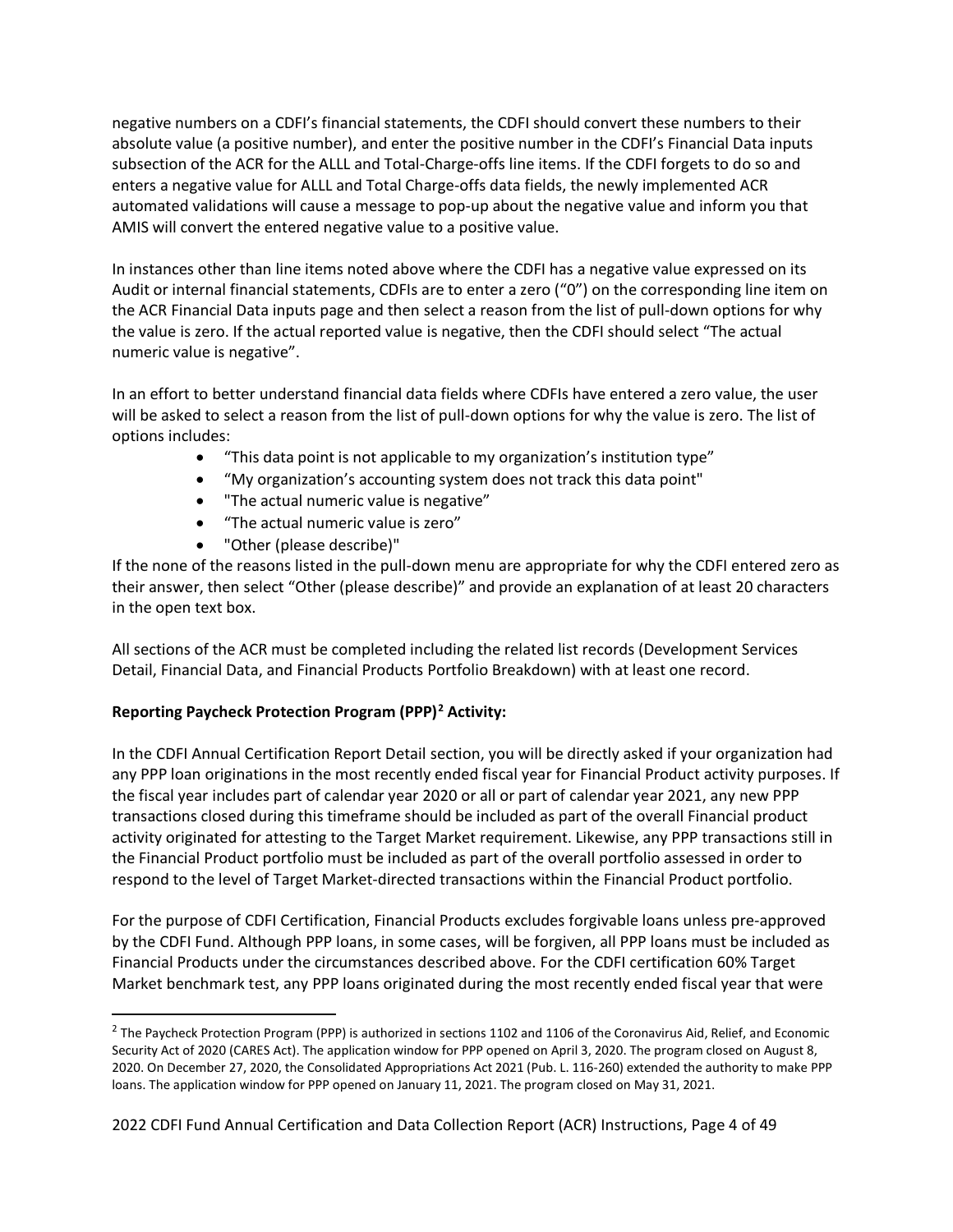negative numbers on a CDFI's financial statements, the CDFI should convert these numbers to their absolute value (a positive number), and enter the positive number in the CDFI's Financial Data inputs subsection of the ACR for the ALLL and Total-Charge-offs line items. If the CDFI forgets to do so and enters a negative value for ALLL and Total Charge-offs data fields, the newly implemented ACR automated validations will cause a message to pop-up about the negative value and inform you that AMIS will convert the entered negative value to a positive value.

In instances other than line items noted above where the CDFI has a negative value expressed on its Audit or internal financial statements, CDFIs are to enter a zero ("0") on the corresponding line item on the ACR Financial Data inputs page and then select a reason from the list of pull-down options for why the value is zero. If the actual reported value is negative, then the CDFI should select "The actual numeric value is negative".

In an effort to better understand financial data fields where CDFIs have entered a zero value, the user will be asked to select a reason from the list of pull-down options for why the value is zero. The list of options includes:

- "This data point is not applicable to my organization's institution type"
- "My organization's accounting system does not track this data point"
- "The actual numeric value is negative"
- "The actual numeric value is zero"
- "Other (please describe)"

If the none of the reasons listed in the pull-down menu are appropriate for why the CDFI entered zero as their answer, then select "Other (please describe)" and provide an explanation of at least 20 characters in the open text box.

All sections of the ACR must be completed including the related list records (Development Services Detail, Financial Data, and Financial Products Portfolio Breakdown) with at least one record.

**Reporting Paycheck Protection Program (PPP)[2] Activity:**

In the CDFI Annual Certification Report Detail section, you will be directly asked if your organization had any PPP loan originations in the most recently ended fiscal year for Financial Product activity purposes. If the fiscal year includes part of calendar year 2020 or all or part of calendar year 2021, any new PPP transactions closed during this timeframe should be included as part of the overall Financial product activity originated for attesting to the Target Market requirement. Likewise, any PPP transactions still in the Financial Product portfolio must be included as part of the overall portfolio assessed in order to respond to the level of Target Market-directed transactions within the Financial Product portfolio.

For the purpose of CDFI Certification, Financial Products excludes forgivable loans unless pre-approved by the CDFI Fund. Although PPP loans, in some cases, will be forgiven, all PPP loans must be included as Financial Products under the circumstances described above. For the CDFI certification 60% Target Market benchmark test, any PPP loans originated during the most recently ended fiscal year that were

[2] The Paycheck Protection Program (PPP) is authorized in sections 1102 and 1106 of the Coronavirus Aid, Relief, and Economic Security Act of 2020 (CARES Act). The application window for PPP opened on April 3, 2020. The program closed on August 8, 2020. On December 27, 2020, the Consolidated Appropriations Act 2021 (Pub. L. 116-260) extended the authority to make PPP loans. The application window for PPP opened on January 11, 2021. The program closed on May 31, 2021.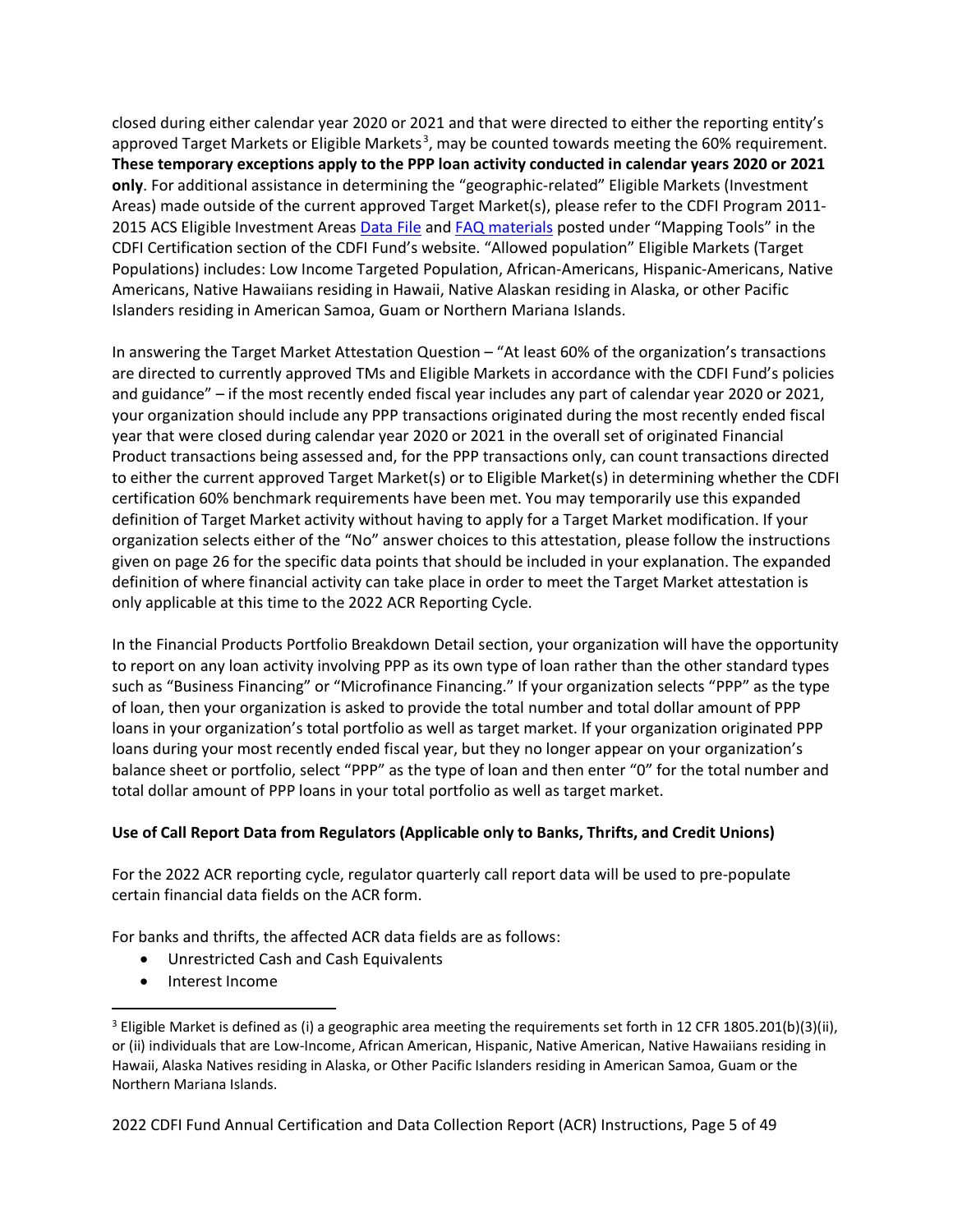closed during either calendar year 2020 or 2021 and that were directed to either the reporting entity's approved Target Markets or Eligible Markets[3], may be counted towards meeting the 60% requirement. **These temporary exceptions apply to the PPP loan activity conducted in calendar years 2020 or 2021 only**. For additional assistance in determining the "geographic-related" Eligible Markets (Investment Areas) made outside of the current approved Target Market(s), please refer to the CDFI Program 2011-2015 ACS Eligible Investment Areas [Data File](#) and [FAQ materials](#) posted under "Mapping Tools" in the CDFI Certification section of the CDFI Fund's website. "Allowed population" Eligible Markets (Target Populations) includes: Low Income Targeted Population, African-Americans, Hispanic-Americans, Native Americans, Native Hawaiians residing in Hawaii, Native Alaskan residing in Alaska, or other Pacific Islanders residing in American Samoa, Guam or Northern Mariana Islands.

In answering the Target Market Attestation Question – "At least 60% of the organization's transactions are directed to currently approved TMs and Eligible Markets in accordance with the CDFI Fund's policies and guidance" – if the most recently ended fiscal year includes any part of calendar year 2020 or 2021, your organization should include any PPP transactions originated during the most recently ended fiscal year that were closed during calendar year 2020 or 2021 in the overall set of originated Financial Product transactions being assessed and, for the PPP transactions only, can count transactions directed to either the current approved Target Market(s) or to Eligible Market(s) in determining whether the CDFI certification 60% benchmark requirements have been met. You may temporarily use this expanded definition of Target Market activity without having to apply for a Target Market modification. If your organization selects either of the "No" answer choices to this attestation, please follow the instructions given on page 26 for the specific data points that should be included in your explanation. The expanded definition of where financial activity can take place in order to meet the Target Market attestation is only applicable at this time to the 2022 ACR Reporting Cycle.

In the Financial Products Portfolio Breakdown Detail section, your organization will have the opportunity to report on any loan activity involving PPP as its own type of loan rather than the other standard types such as "Business Financing" or "Microfinance Financing." If your organization selects "PPP" as the type of loan, then your organization is asked to provide the total number and total dollar amount of PPP loans in your organization's total portfolio as well as target market. If your organization originated PPP loans during your most recently ended fiscal year, but they no longer appear on your organization's balance sheet or portfolio, select "PPP" as the type of loan and then enter "0" for the total number and total dollar amount of PPP loans in your total portfolio as well as target market.

**Use of Call Report Data from Regulators (Applicable only to Banks, Thrifts, and Credit Unions)**

For the 2022 ACR reporting cycle, regulator quarterly call report data will be used to pre-populate certain financial data fields on the ACR form.

For banks and thrifts, the affected ACR data fields are as follows:

- Unrestricted Cash and Cash Equivalents
- Interest Income

---

[3] Eligible Market is defined as (i) a geographic area meeting the requirements set forth in 12 CFR 1805.201(b)(3)(ii), or (ii) individuals that are Low-Income, African American, Hispanic, Native American, Native Hawaiians residing in Hawaii, Alaska Natives residing in Alaska, or Other Pacific Islanders residing in American Samoa, Guam or the Northern Mariana Islands.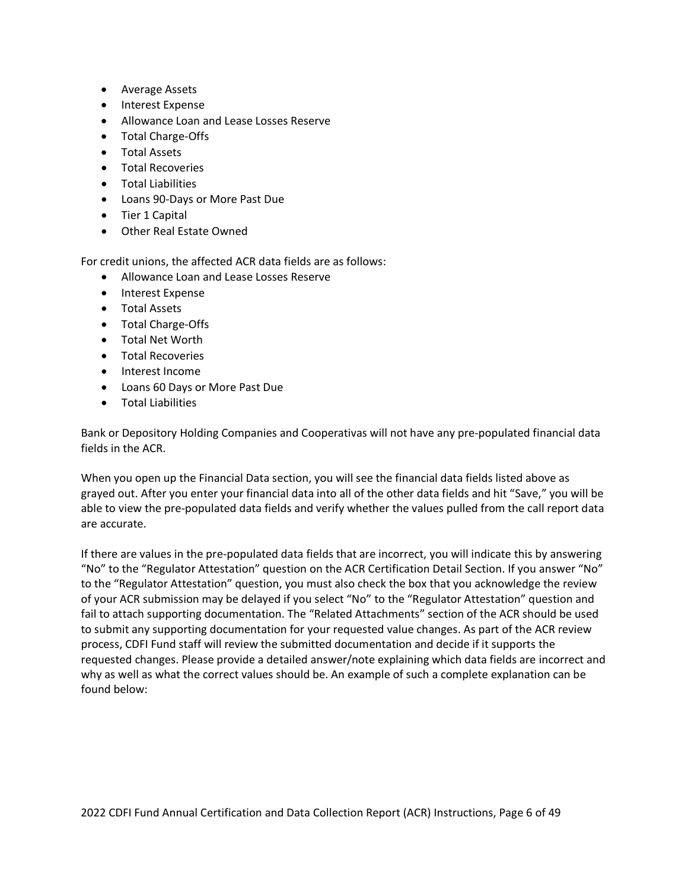- Average Assets
- Interest Expense
- Allowance Loan and Lease Losses Reserve
- Total Charge-Offs
- Total Assets
- Total Recoveries
- Total Liabilities
- Loans 90-Days or More Past Due
- Tier 1 Capital
- Other Real Estate Owned

For credit unions, the affected ACR data fields are as follows:

- Allowance Loan and Lease Losses Reserve
- Interest Expense
- Total Assets
- Total Charge-Offs
- Total Net Worth
- Total Recoveries
- Interest Income
- Loans 60 Days or More Past Due
- Total Liabilities

Bank or Depository Holding Companies and Cooperativas will not have any pre-populated financial data fields in the ACR.

When you open up the Financial Data section, you will see the financial data fields listed above as grayed out. After you enter your financial data into all of the other data fields and hit "Save," you will be able to view the pre-populated data fields and verify whether the values pulled from the call report data are accurate.

If there are values in the pre-populated data fields that are incorrect, you will indicate this by answering "No" to the "Regulator Attestation" question on the ACR Certification Detail Section. If you answer "No" to the "Regulator Attestation" question, you must also check the box that you acknowledge the review of your ACR submission may be delayed if you select "No" to the "Regulator Attestation" question and fail to attach supporting documentation. The "Related Attachments" section of the ACR should be used to submit any supporting documentation for your requested value changes. As part of the ACR review process, CDFI Fund staff will review the submitted documentation and decide if it supports the requested changes. Please provide a detailed answer/note explaining which data fields are incorrect and why as well as what the correct values should be. An example of such a complete explanation can be found below: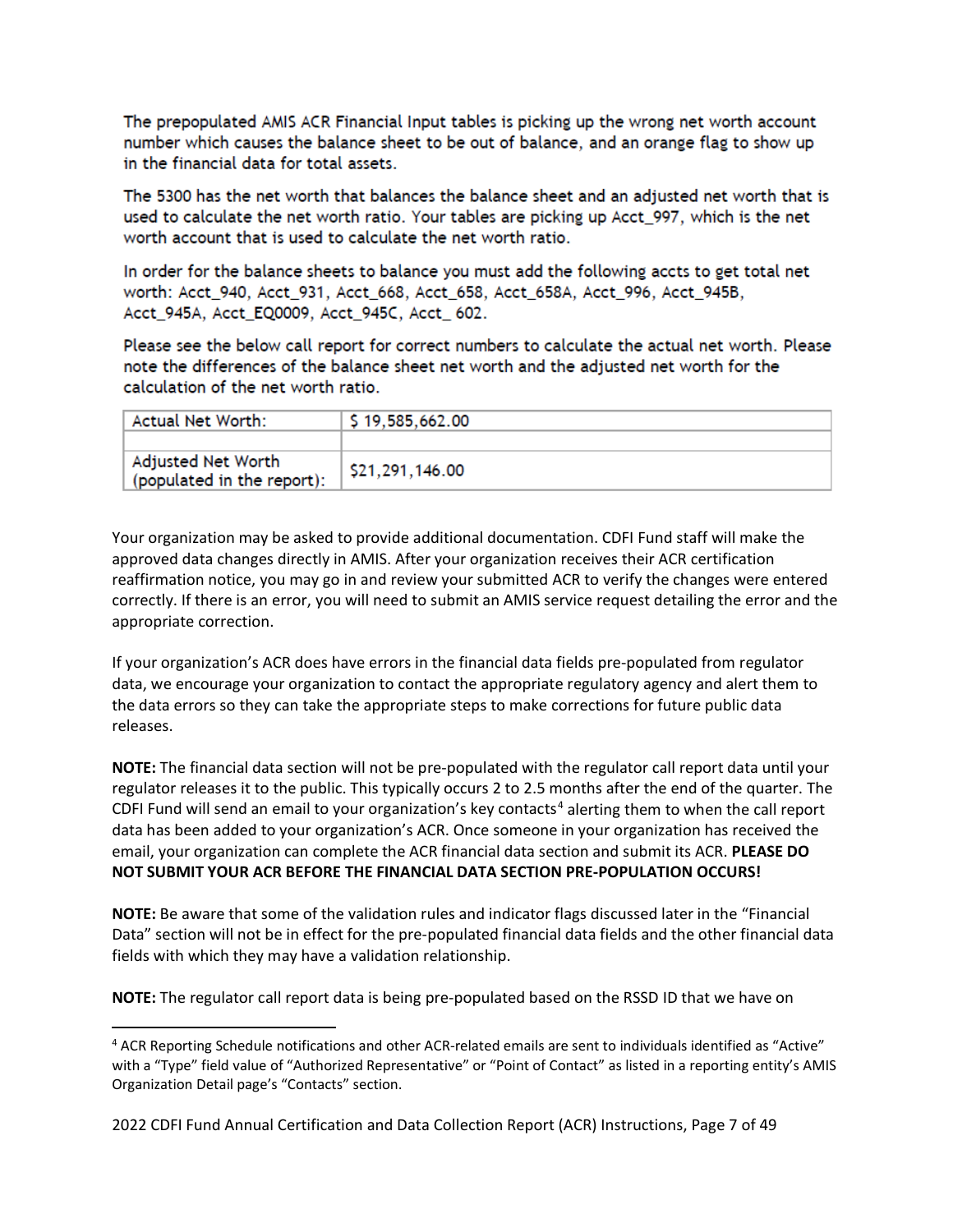The prepopulated AMIS ACR Financial Input tables is picking up the wrong net worth account number which causes the balance sheet to be out of balance, and an orange flag to show up in the financial data for total assets.

The 5300 has the net worth that balances the balance sheet and an adjusted net worth that is used to calculate the net worth ratio. Your tables are picking up Acct_997, which is the net worth account that is used to calculate the net worth ratio.

In order for the balance sheets to balance you must add the following accts to get total net worth: Acct_940, Acct_931, Acct_668, Acct_658, Acct_658A, Acct_996, Acct_945B, Acct_945A, Acct_EQ0009, Acct_945C, Acct_ 602.

Please see the below call report for correct numbers to calculate the actual net worth. Please note the differences of the balance sheet net worth and the adjusted net worth for the calculation of the net worth ratio.

| Actual Net Worth: | $ 19,585,662.00 |
|---|---|
| | |
| Adjusted Net Worth (populated in the report): | $21,291,146.00 |

Your organization may be asked to provide additional documentation. CDFI Fund staff will make the approved data changes directly in AMIS. After your organization receives their ACR certification reaffirmation notice, you may go in and review your submitted ACR to verify the changes were entered correctly. If there is an error, you will need to submit an AMIS service request detailing the error and the appropriate correction.

If your organization's ACR does have errors in the financial data fields pre-populated from regulator data, we encourage your organization to contact the appropriate regulatory agency and alert them to the data errors so they can take the appropriate steps to make corrections for future public data releases.

**NOTE:** The financial data section will not be pre-populated with the regulator call report data until your regulator releases it to the public. This typically occurs 2 to 2.5 months after the end of the quarter. The CDFI Fund will send an email to your organization's key contacts[4] alerting them to when the call report data has been added to your organization's ACR. Once someone in your organization has received the email, your organization can complete the ACR financial data section and submit its ACR. **PLEASE DO NOT SUBMIT YOUR ACR BEFORE THE FINANCIAL DATA SECTION PRE-POPULATION OCCURS!**

**NOTE:** Be aware that some of the validation rules and indicator flags discussed later in the "Financial Data" section will not be in effect for the pre-populated financial data fields and the other financial data fields with which they may have a validation relationship.

**NOTE:** The regulator call report data is being pre-populated based on the RSSD ID that we have on

[4] ACR Reporting Schedule notifications and other ACR-related emails are sent to individuals identified as "Active" with a "Type" field value of "Authorized Representative" or "Point of Contact" as listed in a reporting entity's AMIS Organization Detail page's "Contacts" section.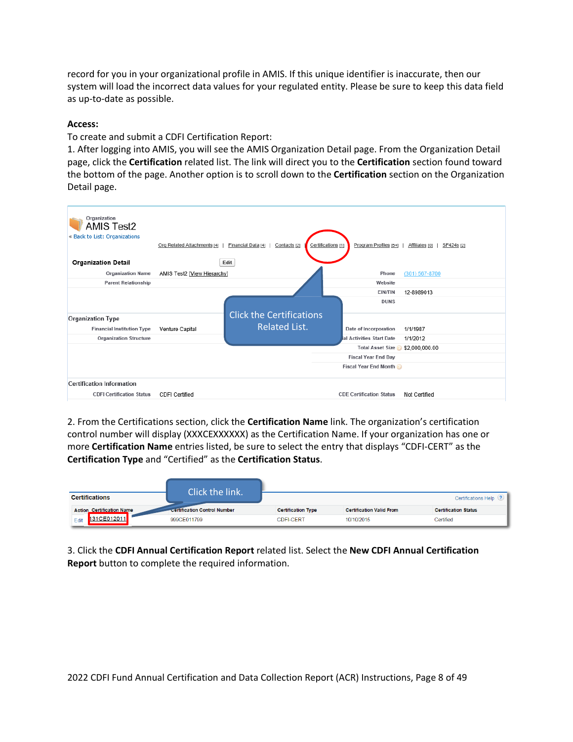record for you in your organizational profile in AMIS. If this unique identifier is inaccurate, then our system will load the incorrect data values for your regulated entity. Please be sure to keep this data field as up-to-date as possible.

**Access:**

To create and submit a CDFI Certification Report:

1. After logging into AMIS, you will see the AMIS Organization Detail page. From the Organization Detail page, click the **Certification** related list. The link will direct you to the **Certification** section found toward the bottom of the page. Another option is to scroll down to the **Certification** section on the Organization Detail page.

2. From the Certifications section, click the **Certification Name** link. The organization's certification control number will display (XXXCEXXXXXX) as the Certification Name. If your organization has one or more **Certification Name** entries listed, be sure to select the entry that displays "CDFI-CERT" as the **Certification Type** and "Certified" as the **Certification Status**.

3. Click the **CDFI Annual Certification Report** related list. Select the **New CDFI Annual Certification Report** button to complete the required information.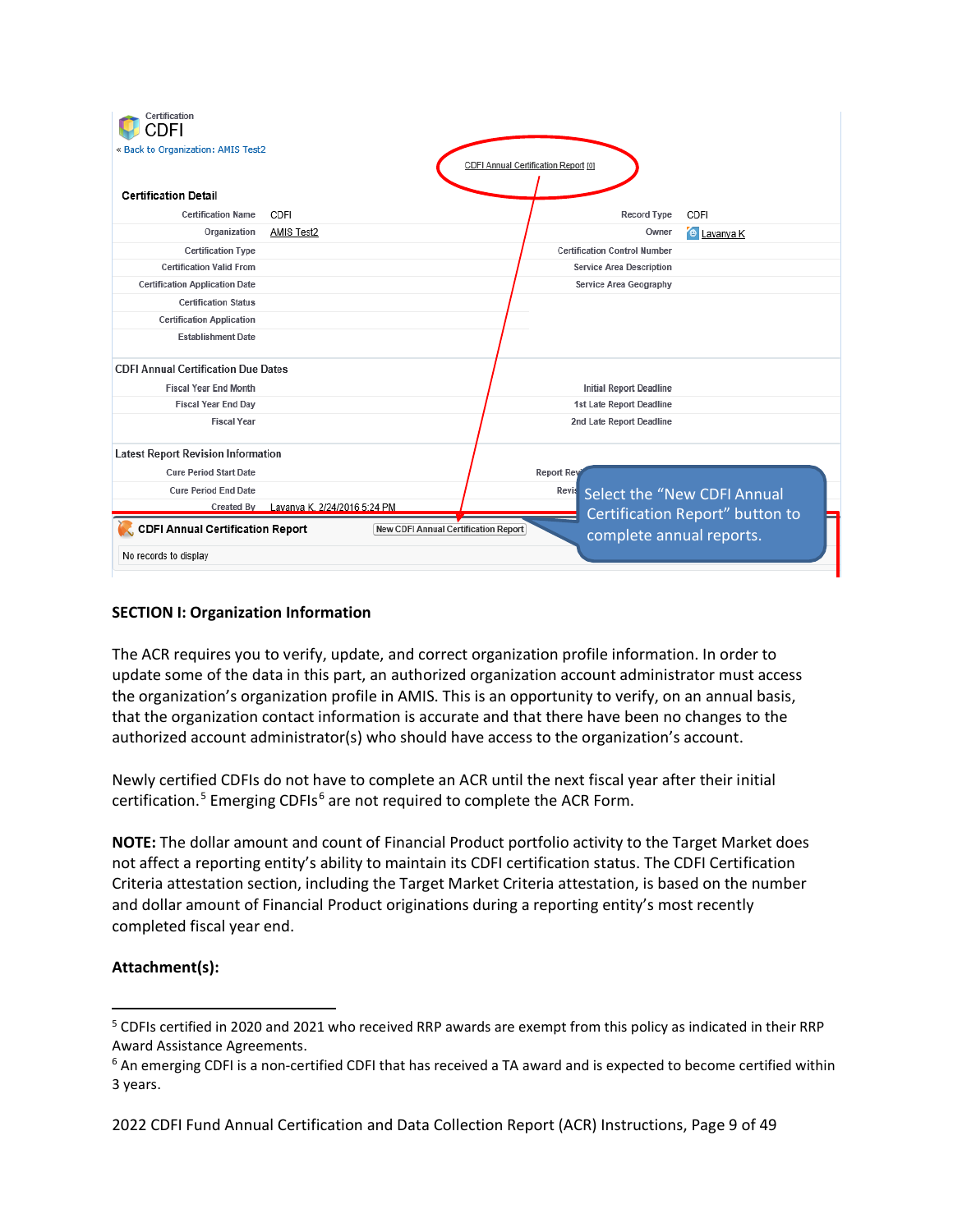| Certification CDFI | | | |
|---|---|---|---|
| « Back to Organization: AMIS Test2 | | | |
| CDFI Annual Certification Report [0] | | | |
| **Certification Detail** | | | |
| Certification Name | CDFI | Record Type | CDFI |
| Organization | AMIS Test2 | Owner | Lavanya K |
| Certification Type | | Certification Control Number | |
| Certification Valid From | | Service Area Description | |
| Certification Application Date | | Service Area Geography | |
| Certification Status | | | |
| Certification Application | | | |
| Establishment Date | | | |
| **CDFI Annual Certification Due Dates** | | | |
| Fiscal Year End Month | | Initial Report Deadline | |
| Fiscal Year End Day | | 1st Late Report Deadline | |
| Fiscal Year | | 2nd Late Report Deadline | |
| **Latest Report Revision Information** | | | |
| Cure Period Start Date | | Report Rev | |
| Cure Period End Date | | Revis | |
| Created By | Lavanya K, 2/24/2016 5:24 PM | | |
| **CDFI Annual Certification Report** | New CDFI Annual Certification Report | | |
| No records to display | | | |

Select the "New CDFI Annual Certification Report" button to complete annual reports.

**SECTION I: Organization Information**

The ACR requires you to verify, update, and correct organization profile information. In order to update some of the data in this part, an authorized organization account administrator must access the organization's organization profile in AMIS. This is an opportunity to verify, on an annual basis, that the organization contact information is accurate and that there have been no changes to the authorized account administrator(s) who should have access to the organization's account.

Newly certified CDFIs do not have to complete an ACR until the next fiscal year after their initial certification.[5] Emerging CDFIs[6] are not required to complete the ACR Form.

**NOTE:** The dollar amount and count of Financial Product portfolio activity to the Target Market does not affect a reporting entity's ability to maintain its CDFI certification status. The CDFI Certification Criteria attestation section, including the Target Market Criteria attestation, is based on the number and dollar amount of Financial Product originations during a reporting entity's most recently completed fiscal year end.

**Attachment(s):**

---

[5] CDFIs certified in 2020 and 2021 who received RRP awards are exempt from this policy as indicated in their RRP Award Assistance Agreements.

[6] An emerging CDFI is a non-certified CDFI that has received a TA award and is expected to become certified within 3 years.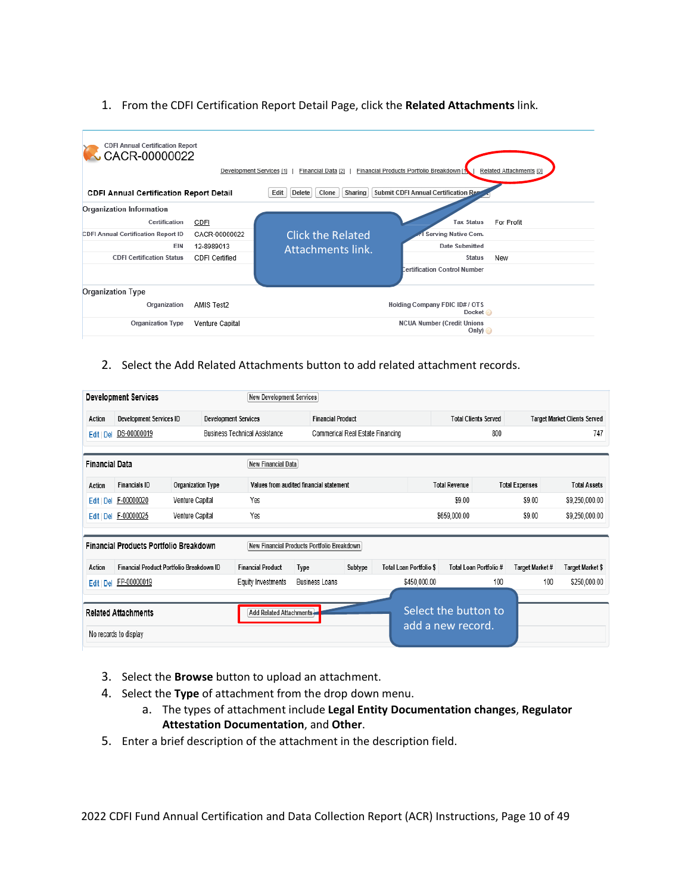1. From the CDFI Certification Report Detail Page, click the **Related Attachments** link.

CDFI Annual Certification Report
CACR-00000022

Development Services [1] | Financial Data [2] | Financial Products Portfolio Breakdown [1] | Related Attachments [0]

**CDFI Annual Certification Report Detail** — Edit | Delete | Clone | Sharing | Submit CDFI Annual Certification Report

Click the Related Attachments link.

**Organization Information**

| | | | |
|---|---|---|---|
| Certification | CDFI | Tax Status | For Profit |
| CDFI Annual Certification Report ID | CACR-00000022 | CDFI Serving Native Com. | |
| EIN | 12-8989013 | Date Submitted | |
| CDFI Certification Status | CDFI Certified | Status | New |
| | | Certification Control Number | |

**Organization Type**

| | | | |
|---|---|---|---|
| Organization | AMIS Test2 | Holding Company FDIC ID# / OTS Docket | |
| Organization Type | Venture Capital | NCUA Number (Credit Unions Only) | |

2. Select the Add Related Attachments button to add related attachment records.

**Development Services** — New Development Services

| Action | Development Services ID | Development Services | Financial Product | Total Clients Served | Target Market Clients Served |
|---|---|---|---|---|---|
| Edit \| Del | DS-00000019 | Business Technical Assistance | Commerical Real Estate Financing | 800 | 747 |

**Financial Data** — New Financial Data

| Action | Financials ID | Organization Type | Values from audited financial statement | Total Revenue | Total Expenses | Total Assets |
|---|---|---|---|---|---|---|
| Edit \| Del | F-00000020 | Venture Capital | Yes | $9.00 | $9.00 | $9,250,000.00 |
| Edit \| Del | F-00000025 | Venture Capital | Yes | $659,000.00 | $9.00 | $9,250,000.00 |

**Financial Products Portfolio Breakdown** — New Financial Products Portfolio Breakdown

| Action | Financial Product Portfolio Breakdown ID | Financial Product | Type | Subtype | Total Loan Portfolio $ | Total Loan Portfolio # | Target Market # | Target Market $ |
|---|---|---|---|---|---|---|---|---|
| Edit \| Del | FP-00000019 | Equity Investments | Business Loans | | $450,000.00 | 100 | 100 | $250,000.00 |

**Related Attachments** — Add Related Attachments

No records to display

Select the button to add a new record.

3. Select the **Browse** button to upload an attachment.
4. Select the **Type** of attachment from the drop down menu.
   a. The types of attachment include **Legal Entity Documentation changes**, **Regulator Attestation Documentation**, and **Other**.
5. Enter a brief description of the attachment in the description field.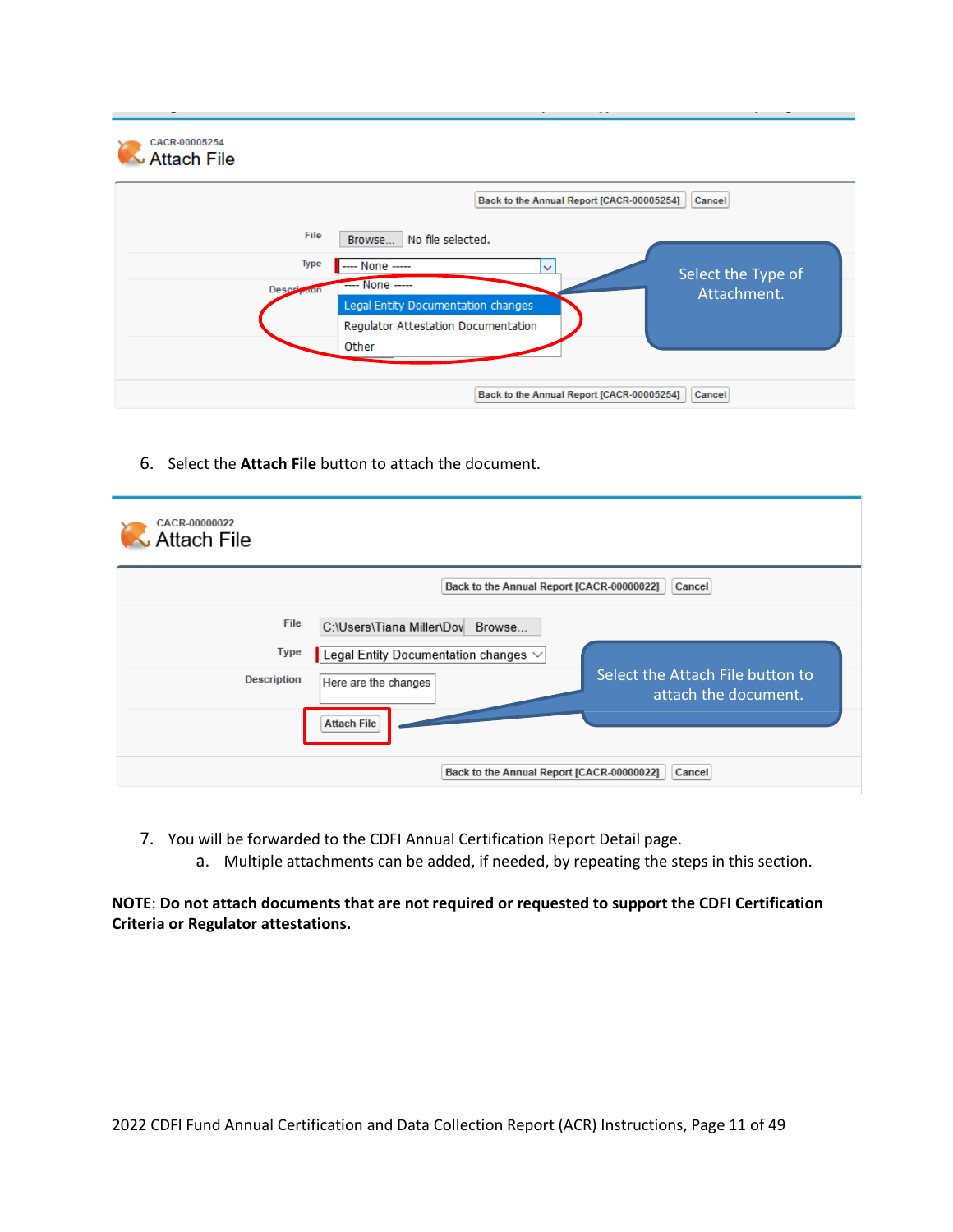6. Select the **Attach File** button to attach the document.

7. You will be forwarded to the CDFI Annual Certification Report Detail page.
   a. Multiple attachments can be added, if needed, by repeating the steps in this section.

**NOTE**: **Do not attach documents that are not required or requested to support the CDFI Certification Criteria or Regulator attestations.**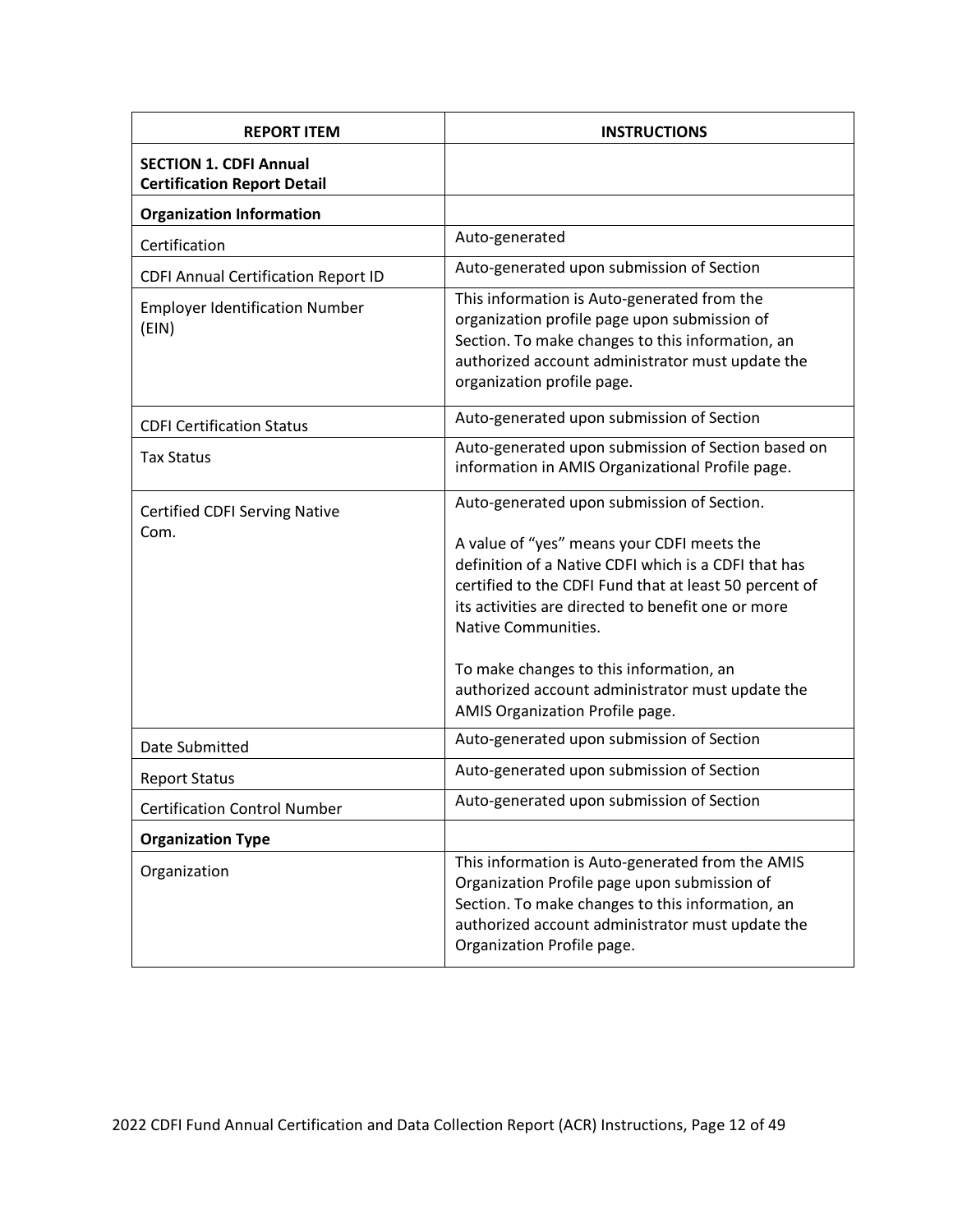| REPORT ITEM | INSTRUCTIONS |
|---|---|
| **SECTION 1. CDFI Annual Certification Report Detail** | |
| **Organization Information** | |
| Certification | Auto-generated |
| CDFI Annual Certification Report ID | Auto-generated upon submission of Section |
| Employer Identification Number (EIN) | This information is Auto-generated from the organization profile page upon submission of Section. To make changes to this information, an authorized account administrator must update the organization profile page. |
| CDFI Certification Status | Auto-generated upon submission of Section |
| Tax Status | Auto-generated upon submission of Section based on information in AMIS Organizational Profile page. |
| Certified CDFI Serving Native Com. | Auto-generated upon submission of Section.<br><br>A value of "yes" means your CDFI meets the definition of a Native CDFI which is a CDFI that has certified to the CDFI Fund that at least 50 percent of its activities are directed to benefit one or more Native Communities.<br><br>To make changes to this information, an authorized account administrator must update the AMIS Organization Profile page. |
| Date Submitted | Auto-generated upon submission of Section |
| Report Status | Auto-generated upon submission of Section |
| Certification Control Number | Auto-generated upon submission of Section |
| **Organization Type** | |
| Organization | This information is Auto-generated from the AMIS Organization Profile page upon submission of Section. To make changes to this information, an authorized account administrator must update the Organization Profile page. |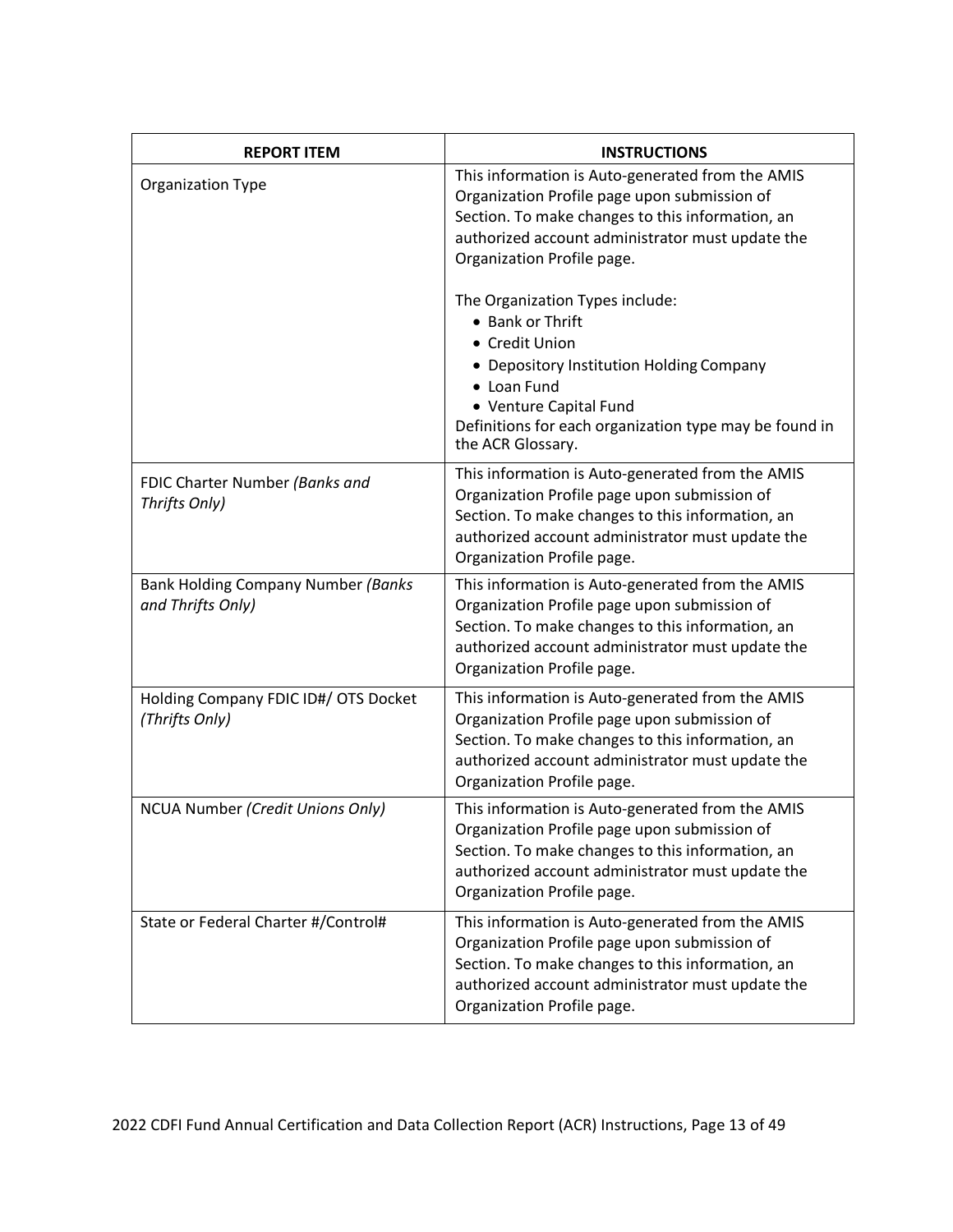| REPORT ITEM | INSTRUCTIONS |
|---|---|
| Organization Type | This information is Auto-generated from the AMIS Organization Profile page upon submission of Section. To make changes to this information, an authorized account administrator must update the Organization Profile page.<br><br>The Organization Types include:<br>• Bank or Thrift<br>• Credit Union<br>• Depository Institution Holding Company<br>• Loan Fund<br>• Venture Capital Fund<br>Definitions for each organization type may be found in the ACR Glossary. |
| FDIC Charter Number *(Banks and Thrifts Only)* | This information is Auto-generated from the AMIS Organization Profile page upon submission of Section. To make changes to this information, an authorized account administrator must update the Organization Profile page. |
| Bank Holding Company Number *(Banks and Thrifts Only)* | This information is Auto-generated from the AMIS Organization Profile page upon submission of Section. To make changes to this information, an authorized account administrator must update the Organization Profile page. |
| Holding Company FDIC ID#/ OTS Docket *(Thrifts Only)* | This information is Auto-generated from the AMIS Organization Profile page upon submission of Section. To make changes to this information, an authorized account administrator must update the Organization Profile page. |
| NCUA Number *(Credit Unions Only)* | This information is Auto-generated from the AMIS Organization Profile page upon submission of Section. To make changes to this information, an authorized account administrator must update the Organization Profile page. |
| State or Federal Charter #/Control# | This information is Auto-generated from the AMIS Organization Profile page upon submission of Section. To make changes to this information, an authorized account administrator must update the Organization Profile page. |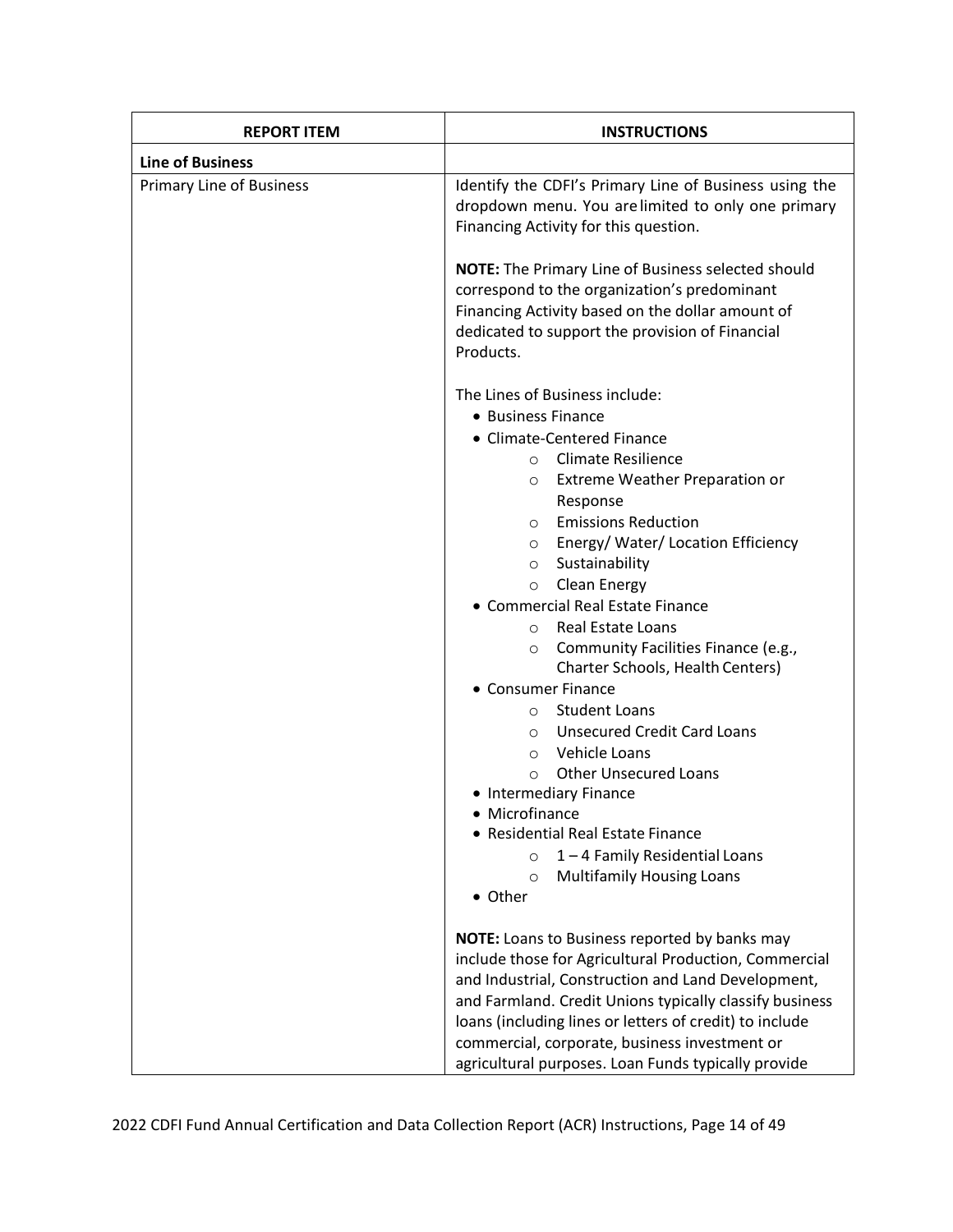| REPORT ITEM | INSTRUCTIONS |
|---|---|
| **Line of Business** | |
| Primary Line of Business | Identify the CDFI's Primary Line of Business using the dropdown menu. You are limited to only one primary Financing Activity for this question.<br><br>**NOTE:** The Primary Line of Business selected should correspond to the organization's predominant Financing Activity based on the dollar amount of dedicated to support the provision of Financial Products.<br><br>The Lines of Business include:<br>• Business Finance<br>• Climate-Centered Finance<br>&nbsp;&nbsp;&nbsp;&nbsp;○ Climate Resilience<br>&nbsp;&nbsp;&nbsp;&nbsp;○ Extreme Weather Preparation or Response<br>&nbsp;&nbsp;&nbsp;&nbsp;○ Emissions Reduction<br>&nbsp;&nbsp;&nbsp;&nbsp;○ Energy/ Water/ Location Efficiency<br>&nbsp;&nbsp;&nbsp;&nbsp;○ Sustainability<br>&nbsp;&nbsp;&nbsp;&nbsp;○ Clean Energy<br>• Commercial Real Estate Finance<br>&nbsp;&nbsp;&nbsp;&nbsp;○ Real Estate Loans<br>&nbsp;&nbsp;&nbsp;&nbsp;○ Community Facilities Finance (e.g., Charter Schools, Health Centers)<br>• Consumer Finance<br>&nbsp;&nbsp;&nbsp;&nbsp;○ Student Loans<br>&nbsp;&nbsp;&nbsp;&nbsp;○ Unsecured Credit Card Loans<br>&nbsp;&nbsp;&nbsp;&nbsp;○ Vehicle Loans<br>&nbsp;&nbsp;&nbsp;&nbsp;○ Other Unsecured Loans<br>• Intermediary Finance<br>• Microfinance<br>• Residential Real Estate Finance<br>&nbsp;&nbsp;&nbsp;&nbsp;○ 1 – 4 Family Residential Loans<br>&nbsp;&nbsp;&nbsp;&nbsp;○ Multifamily Housing Loans<br>• Other<br><br>**NOTE:** Loans to Business reported by banks may include those for Agricultural Production, Commercial and Industrial, Construction and Land Development, and Farmland. Credit Unions typically classify business loans (including lines or letters of credit) to include commercial, corporate, business investment or agricultural purposes. Loan Funds typically provide |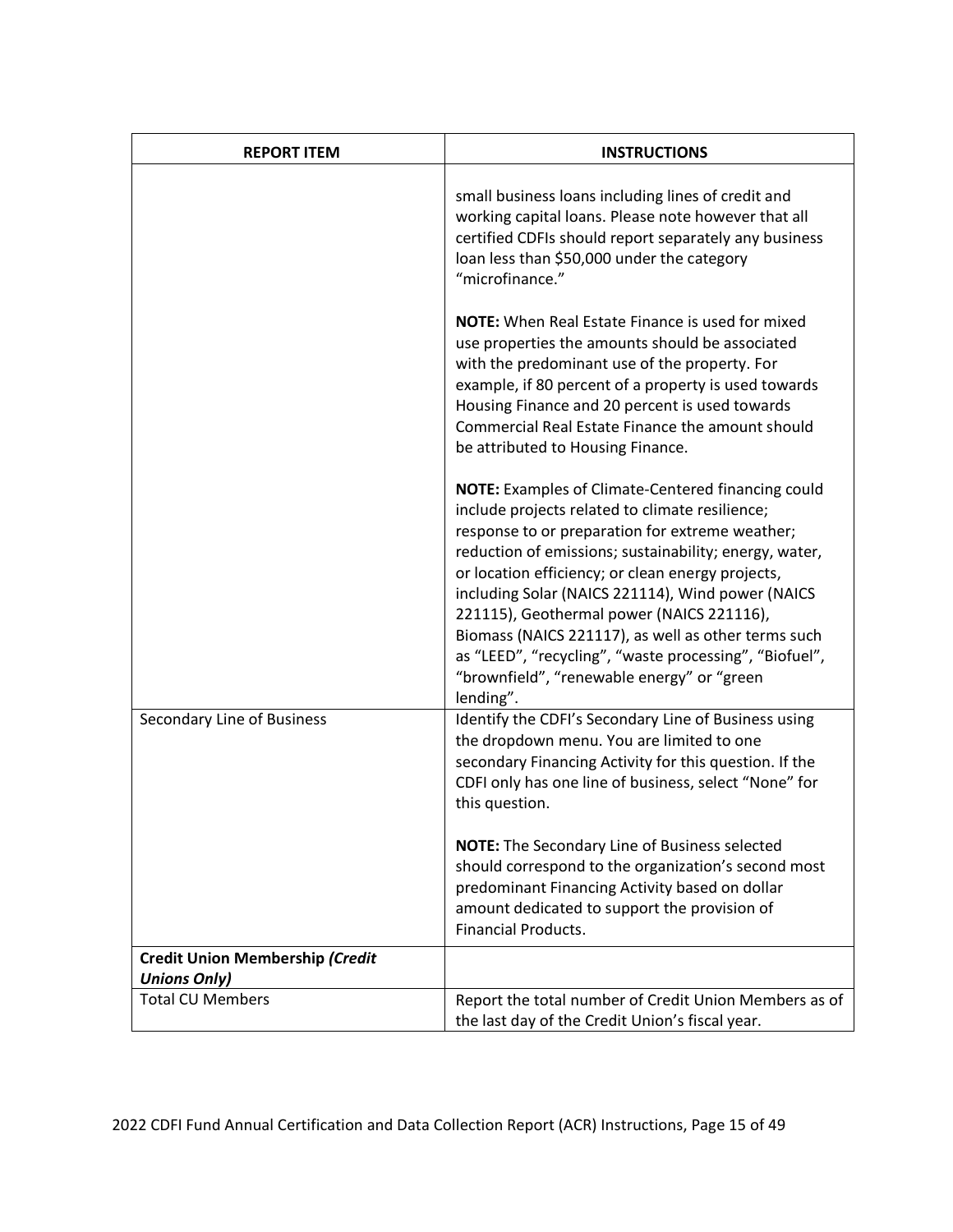| REPORT ITEM | INSTRUCTIONS |
|---|---|
| | small business loans including lines of credit and working capital loans. Please note however that all certified CDFIs should report separately any business loan less than $50,000 under the category "microfinance."<br><br>**NOTE:** When Real Estate Finance is used for mixed use properties the amounts should be associated with the predominant use of the property. For example, if 80 percent of a property is used towards Housing Finance and 20 percent is used towards Commercial Real Estate Finance the amount should be attributed to Housing Finance.<br><br>**NOTE:** Examples of Climate-Centered financing could include projects related to climate resilience; response to or preparation for extreme weather; reduction of emissions; sustainability; energy, water, or location efficiency; or clean energy projects, including Solar (NAICS 221114), Wind power (NAICS 221115), Geothermal power (NAICS 221116), Biomass (NAICS 221117), as well as other terms such as "LEED", "recycling", "waste processing", "Biofuel", "brownfield", "renewable energy" or "green lending". |
| Secondary Line of Business | Identify the CDFI's Secondary Line of Business using the dropdown menu. You are limited to one secondary Financing Activity for this question. If the CDFI only has one line of business, select "None" for this question.<br><br>**NOTE:** The Secondary Line of Business selected should correspond to the organization's second most predominant Financing Activity based on dollar amount dedicated to support the provision of Financial Products. |
| **Credit Union Membership *(Credit Unions Only)*** | |
| Total CU Members | Report the total number of Credit Union Members as of the last day of the Credit Union's fiscal year. |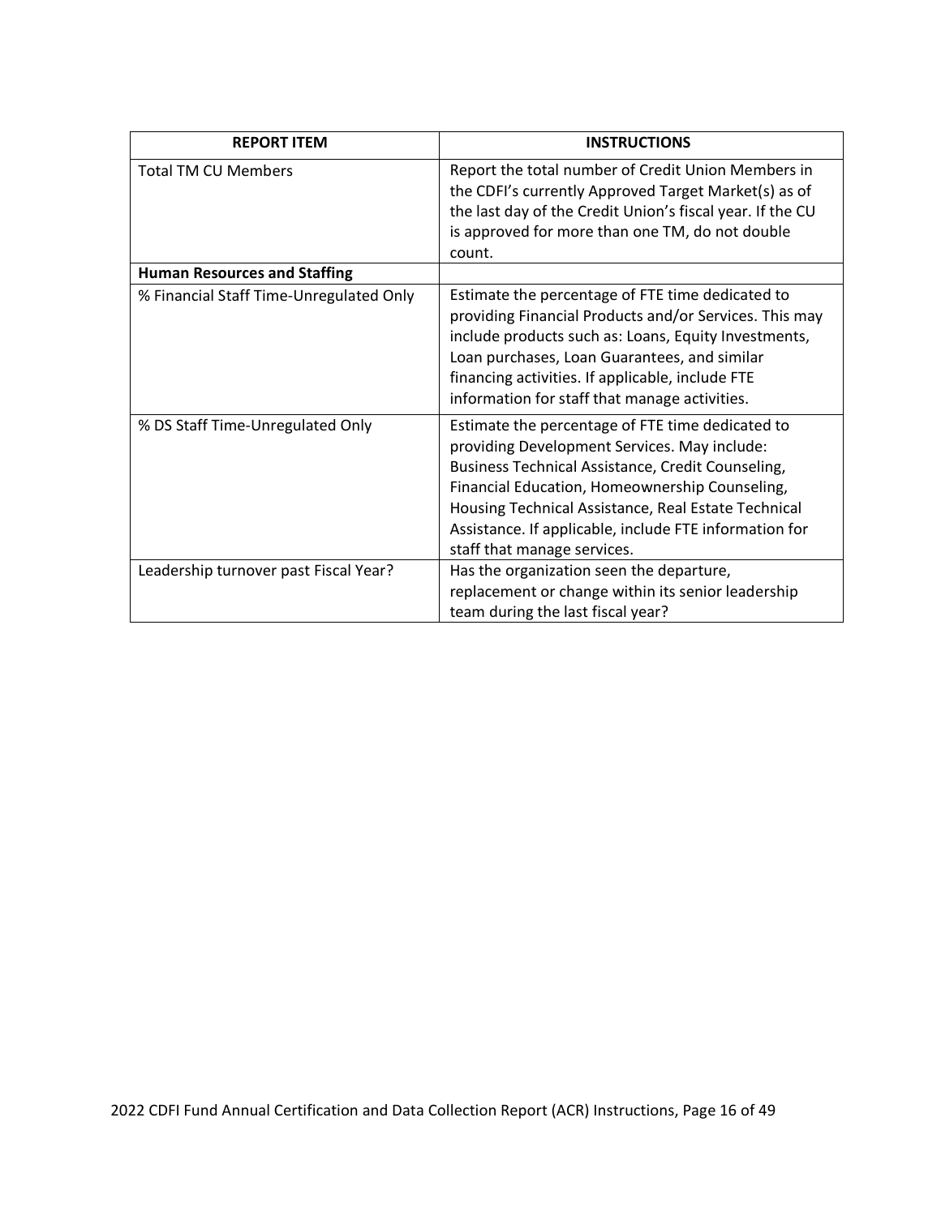| REPORT ITEM | INSTRUCTIONS |
| --- | --- |
| Total TM CU Members | Report the total number of Credit Union Members in the CDFI's currently Approved Target Market(s) as of the last day of the Credit Union's fiscal year. If the CU is approved for more than one TM, do not double count. |
| **Human Resources and Staffing** | |
| % Financial Staff Time-Unregulated Only | Estimate the percentage of FTE time dedicated to providing Financial Products and/or Services. This may include products such as: Loans, Equity Investments, Loan purchases, Loan Guarantees, and similar financing activities. If applicable, include FTE information for staff that manage activities. |
| % DS Staff Time-Unregulated Only | Estimate the percentage of FTE time dedicated to providing Development Services. May include: Business Technical Assistance, Credit Counseling, Financial Education, Homeownership Counseling, Housing Technical Assistance, Real Estate Technical Assistance. If applicable, include FTE information for staff that manage services. |
| Leadership turnover past Fiscal Year? | Has the organization seen the departure, replacement or change within its senior leadership team during the last fiscal year? |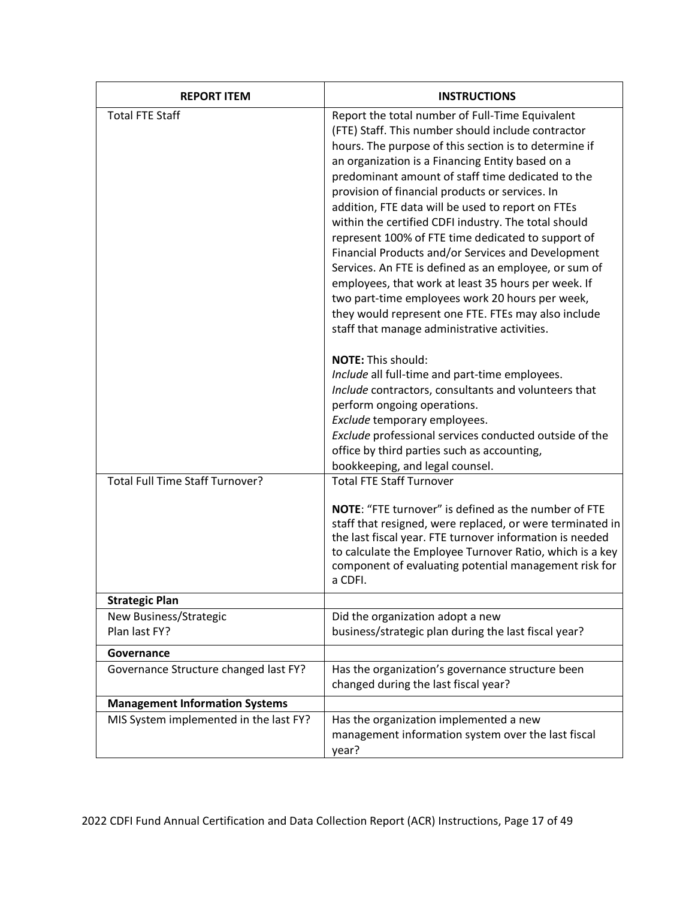| REPORT ITEM | INSTRUCTIONS |
|---|---|
| Total FTE Staff | Report the total number of Full-Time Equivalent (FTE) Staff. This number should include contractor hours. The purpose of this section is to determine if an organization is a Financing Entity based on a predominant amount of staff time dedicated to the provision of financial products or services. In addition, FTE data will be used to report on FTEs within the certified CDFI industry. The total should represent 100% of FTE time dedicated to support of Financial Products and/or Services and Development Services. An FTE is defined as an employee, or sum of employees, that work at least 35 hours per week. If two part-time employees work 20 hours per week, they would represent one FTE. FTEs may also include staff that manage administrative activities.<br><br>**NOTE:** This should:<br>*Include* all full-time and part-time employees.<br>*Include* contractors, consultants and volunteers that perform ongoing operations.<br>*Exclude* temporary employees.<br>*Exclude* professional services conducted outside of the office by third parties such as accounting, bookkeeping, and legal counsel. |
| Total Full Time Staff Turnover? | Total FTE Staff Turnover<br><br>**NOTE**: "FTE turnover" is defined as the number of FTE staff that resigned, were replaced, or were terminated in the last fiscal year. FTE turnover information is needed to calculate the Employee Turnover Ratio, which is a key component of evaluating potential management risk for a CDFI. |
| **Strategic Plan** | |
| New Business/Strategic Plan last FY? | Did the organization adopt a new business/strategic plan during the last fiscal year? |
| **Governance** | |
| Governance Structure changed last FY? | Has the organization's governance structure been changed during the last fiscal year? |
| **Management Information Systems** | |
| MIS System implemented in the last FY? | Has the organization implemented a new management information system over the last fiscal year? |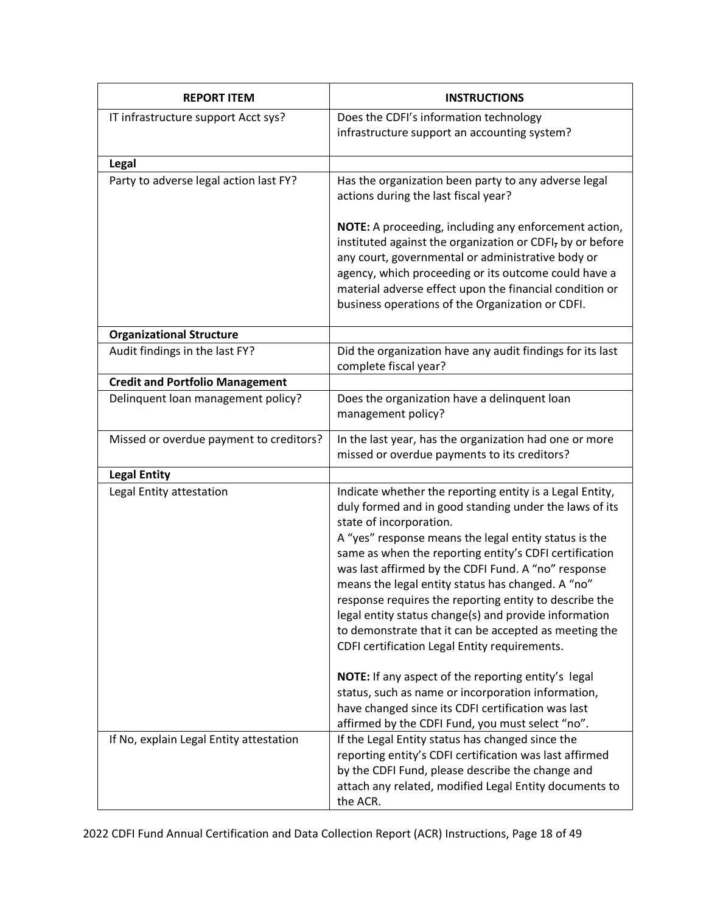| REPORT ITEM | INSTRUCTIONS |
|---|---|
| IT infrastructure support Acct sys? | Does the CDFI's information technology infrastructure support an accounting system? |
| **Legal** | |
| Party to adverse legal action last FY? | Has the organization been party to any adverse legal actions during the last fiscal year?<br><br>**NOTE:** A proceeding, including any enforcement action, instituted against the organization or CDFI, by or before any court, governmental or administrative body or agency, which proceeding or its outcome could have a material adverse effect upon the financial condition or business operations of the Organization or CDFI. |
| **Organizational Structure** | |
| Audit findings in the last FY? | Did the organization have any audit findings for its last complete fiscal year? |
| **Credit and Portfolio Management** | |
| Delinquent loan management policy? | Does the organization have a delinquent loan management policy? |
| Missed or overdue payment to creditors? | In the last year, has the organization had one or more missed or overdue payments to its creditors? |
| **Legal Entity** | |
| Legal Entity attestation | Indicate whether the reporting entity is a Legal Entity, duly formed and in good standing under the laws of its state of incorporation.<br>A "yes" response means the legal entity status is the same as when the reporting entity's CDFI certification was last affirmed by the CDFI Fund. A "no" response means the legal entity status has changed. A "no" response requires the reporting entity to describe the legal entity status change(s) and provide information to demonstrate that it can be accepted as meeting the CDFI certification Legal Entity requirements.<br><br>**NOTE:** If any aspect of the reporting entity's legal status, such as name or incorporation information, have changed since its CDFI certification was last affirmed by the CDFI Fund, you must select "no". |
| If No, explain Legal Entity attestation | If the Legal Entity status has changed since the reporting entity's CDFI certification was last affirmed by the CDFI Fund, please describe the change and attach any related, modified Legal Entity documents to the ACR. |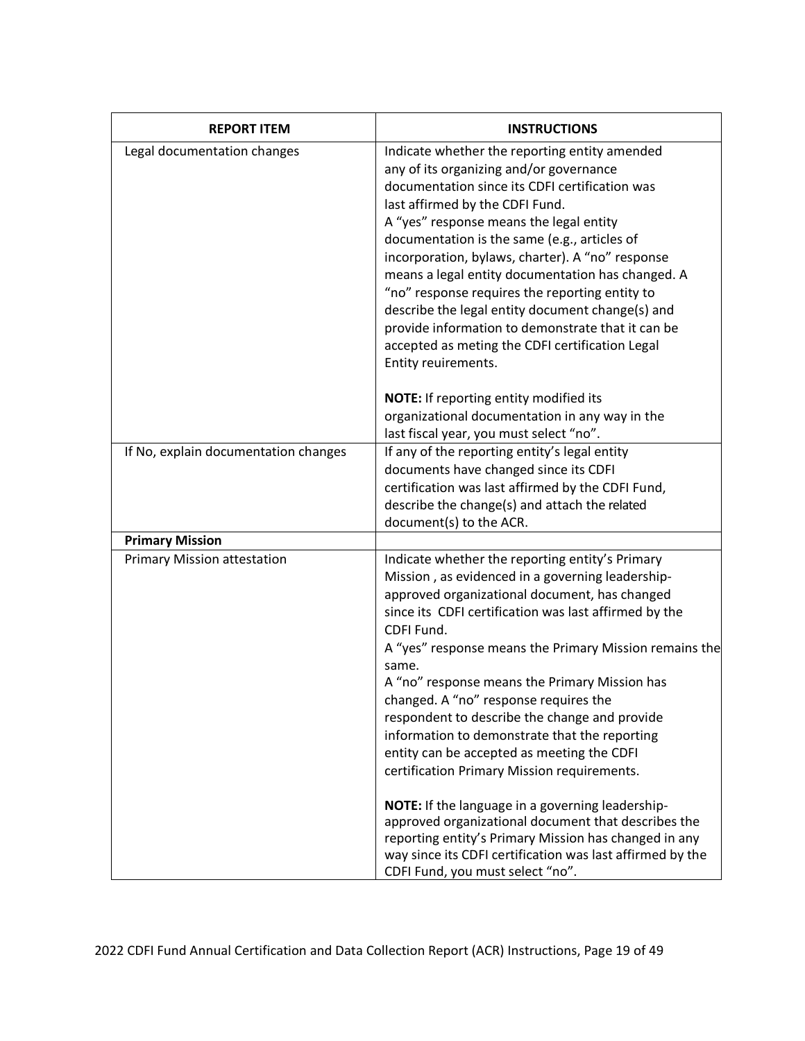| REPORT ITEM | INSTRUCTIONS |
|---|---|
| Legal documentation changes | Indicate whether the reporting entity amended any of its organizing and/or governance documentation since its CDFI certification was last affirmed by the CDFI Fund. A "yes" response means the legal entity documentation is the same (e.g., articles of incorporation, bylaws, charter). A "no" response means a legal entity documentation has changed. A "no" response requires the reporting entity to describe the legal entity document change(s) and provide information to demonstrate that it can be accepted as meting the CDFI certification Legal Entity reuirements.<br><br>**NOTE:** If reporting entity modified its organizational documentation in any way in the last fiscal year, you must select "no". |
| If No, explain documentation changes | If any of the reporting entity's legal entity documents have changed since its CDFI certification was last affirmed by the CDFI Fund, describe the change(s) and attach the related document(s) to the ACR. |
| **Primary Mission** | |
| Primary Mission attestation | Indicate whether the reporting entity's Primary Mission , as evidenced in a governing leadership-approved organizational document, has changed since its CDFI certification was last affirmed by the CDFI Fund.<br>A "yes" response means the Primary Mission remains the same.<br>A "no" response means the Primary Mission has changed. A "no" response requires the respondent to describe the change and provide information to demonstrate that the reporting entity can be accepted as meeting the CDFI certification Primary Mission requirements.<br><br>**NOTE:** If the language in a governing leadership-approved organizational document that describes the reporting entity's Primary Mission has changed in any way since its CDFI certification was last affirmed by the CDFI Fund, you must select "no". |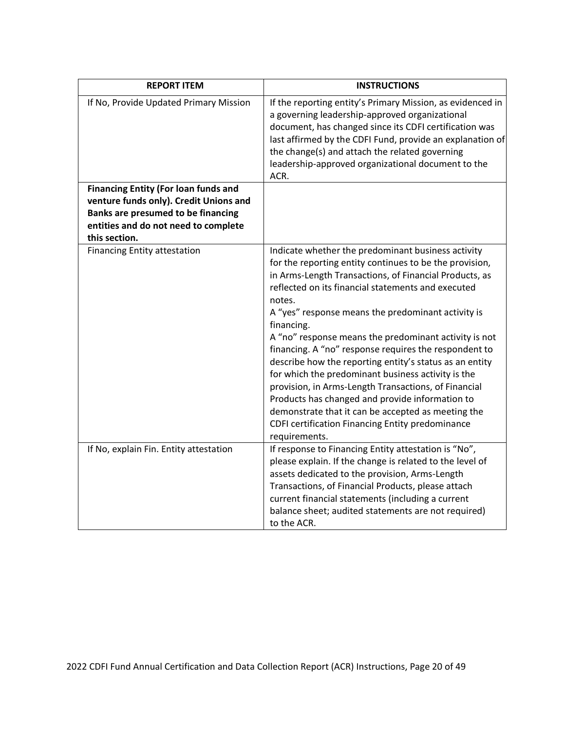| REPORT ITEM | INSTRUCTIONS |
| --- | --- |
| If No, Provide Updated Primary Mission | If the reporting entity's Primary Mission, as evidenced in a governing leadership-approved organizational document, has changed since its CDFI certification was last affirmed by the CDFI Fund, provide an explanation of the change(s) and attach the related governing leadership-approved organizational document to the ACR. |
| **Financing Entity (For loan funds and venture funds only). Credit Unions and Banks are presumed to be financing entities and do not need to complete this section.** | |
| Financing Entity attestation | Indicate whether the predominant business activity for the reporting entity continues to be the provision, in Arms-Length Transactions, of Financial Products, as reflected on its financial statements and executed notes.<br>A "yes" response means the predominant activity is financing.<br>A "no" response means the predominant activity is not financing. A "no" response requires the respondent to describe how the reporting entity's status as an entity for which the predominant business activity is the provision, in Arms-Length Transactions, of Financial Products has changed and provide information to demonstrate that it can be accepted as meeting the CDFI certification Financing Entity predominance requirements. |
| If No, explain Fin. Entity attestation | If response to Financing Entity attestation is "No", please explain. If the change is related to the level of assets dedicated to the provision, Arms-Length Transactions, of Financial Products, please attach current financial statements (including a current balance sheet; audited statements are not required) to the ACR. |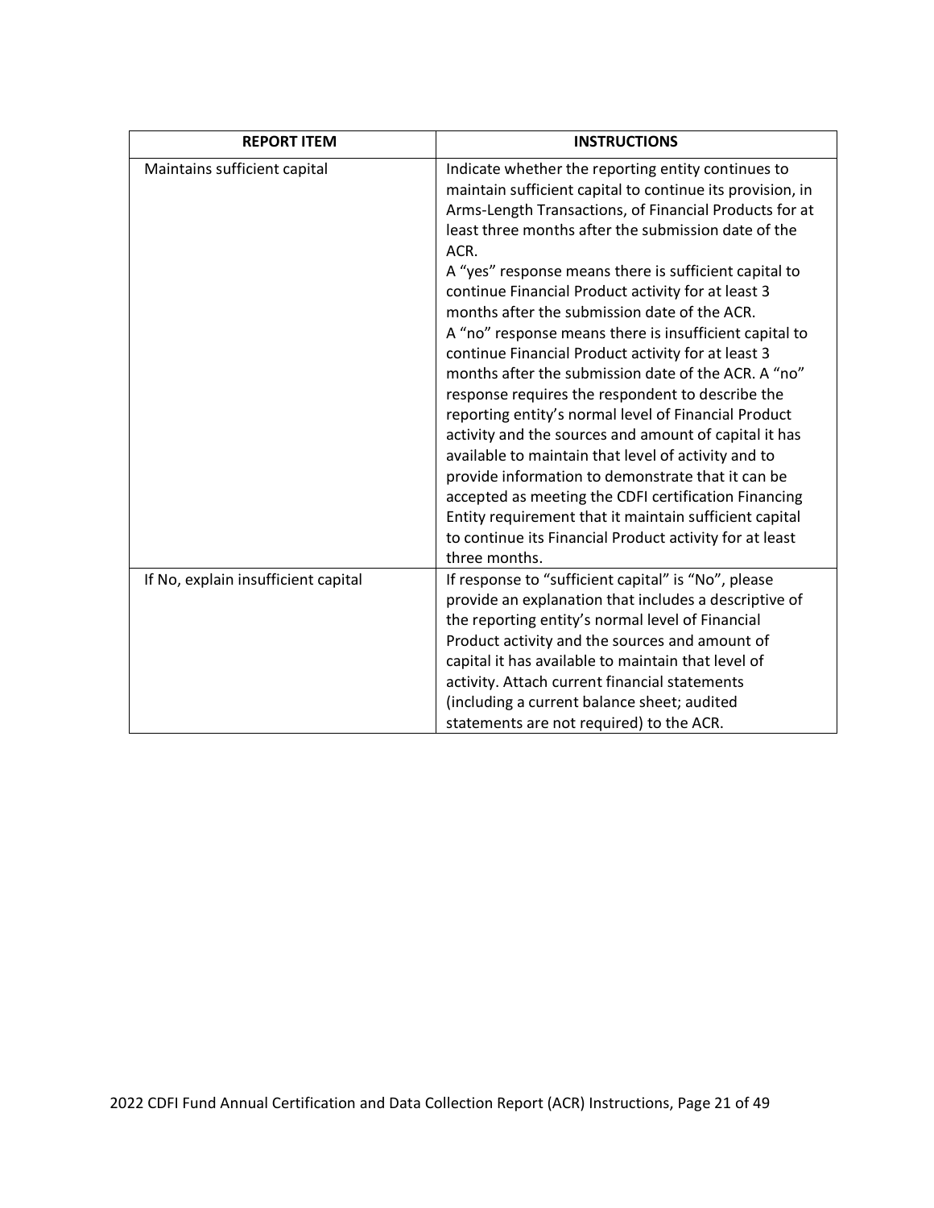| REPORT ITEM | INSTRUCTIONS |
|---|---|
| Maintains sufficient capital | Indicate whether the reporting entity continues to maintain sufficient capital to continue its provision, in Arms-Length Transactions, of Financial Products for at least three months after the submission date of the ACR.<br>A "yes" response means there is sufficient capital to continue Financial Product activity for at least 3 months after the submission date of the ACR.<br>A "no" response means there is insufficient capital to continue Financial Product activity for at least 3 months after the submission date of the ACR. A "no" response requires the respondent to describe the reporting entity's normal level of Financial Product activity and the sources and amount of capital it has available to maintain that level of activity and to provide information to demonstrate that it can be accepted as meeting the CDFI certification Financing Entity requirement that it maintain sufficient capital to continue its Financial Product activity for at least three months. |
| If No, explain insufficient capital | If response to "sufficient capital" is "No", please provide an explanation that includes a descriptive of the reporting entity's normal level of Financial Product activity and the sources and amount of capital it has available to maintain that level of activity. Attach current financial statements (including a current balance sheet; audited statements are not required) to the ACR. |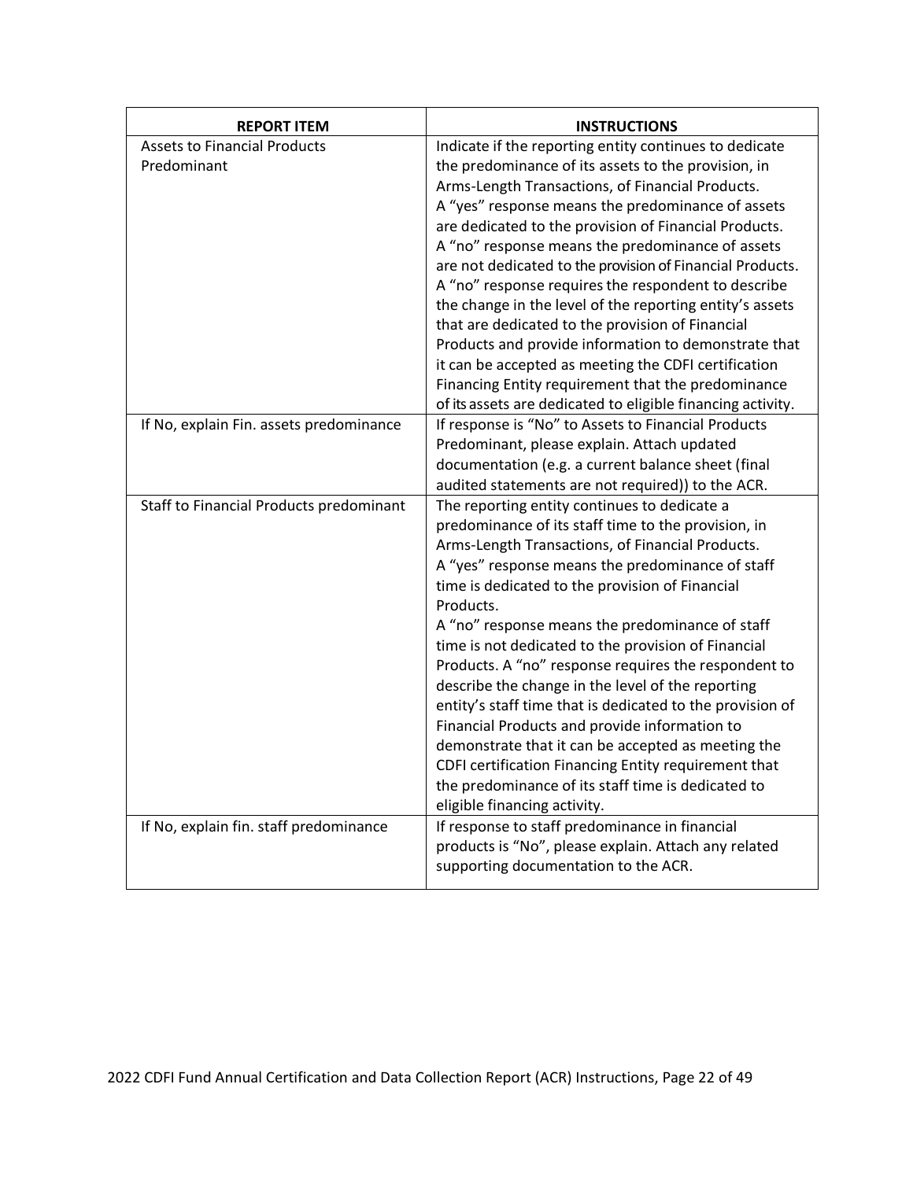| REPORT ITEM | INSTRUCTIONS |
|---|---|
| Assets to Financial Products Predominant | Indicate if the reporting entity continues to dedicate the predominance of its assets to the provision, in Arms-Length Transactions, of Financial Products. A "yes" response means the predominance of assets are dedicated to the provision of Financial Products. A "no" response means the predominance of assets are not dedicated to the provision of Financial Products. A "no" response requires the respondent to describe the change in the level of the reporting entity's assets that are dedicated to the provision of Financial Products and provide information to demonstrate that it can be accepted as meeting the CDFI certification Financing Entity requirement that the predominance of its assets are dedicated to eligible financing activity. |
| If No, explain Fin. assets predominance | If response is "No" to Assets to Financial Products Predominant, please explain. Attach updated documentation (e.g. a current balance sheet (final audited statements are not required)) to the ACR. |
| Staff to Financial Products predominant | The reporting entity continues to dedicate a predominance of its staff time to the provision, in Arms-Length Transactions, of Financial Products. A "yes" response means the predominance of staff time is dedicated to the provision of Financial Products. A "no" response means the predominance of staff time is not dedicated to the provision of Financial Products. A "no" response requires the respondent to describe the change in the level of the reporting entity's staff time that is dedicated to the provision of Financial Products and provide information to demonstrate that it can be accepted as meeting the CDFI certification Financing Entity requirement that the predominance of its staff time is dedicated to eligible financing activity. |
| If No, explain fin. staff predominance | If response to staff predominance in financial products is "No", please explain. Attach any related supporting documentation to the ACR. |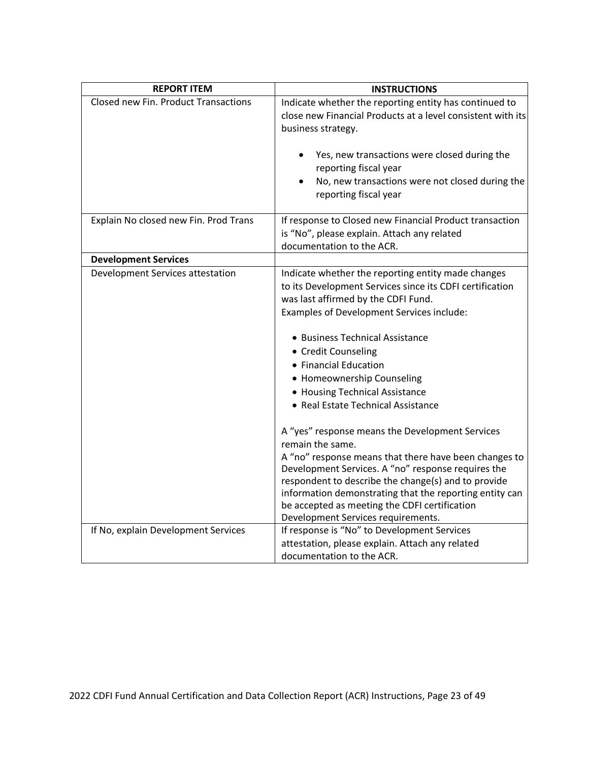| REPORT ITEM | INSTRUCTIONS |
|---|---|
| Closed new Fin. Product Transactions | Indicate whether the reporting entity has continued to close new Financial Products at a level consistent with its business strategy.<br><br>• Yes, new transactions were closed during the reporting fiscal year<br>• No, new transactions were not closed during the reporting fiscal year |
| Explain No closed new Fin. Prod Trans | If response to Closed new Financial Product transaction is "No", please explain. Attach any related documentation to the ACR. |
| **Development Services** | |
| Development Services attestation | Indicate whether the reporting entity made changes to its Development Services since its CDFI certification was last affirmed by the CDFI Fund.<br>Examples of Development Services include:<br><br>• Business Technical Assistance<br>• Credit Counseling<br>• Financial Education<br>• Homeownership Counseling<br>• Housing Technical Assistance<br>• Real Estate Technical Assistance<br><br>A "yes" response means the Development Services remain the same.<br>A "no" response means that there have been changes to Development Services. A "no" response requires the respondent to describe the change(s) and to provide information demonstrating that the reporting entity can be accepted as meeting the CDFI certification Development Services requirements. |
| If No, explain Development Services | If response is "No" to Development Services attestation, please explain. Attach any related documentation to the ACR. |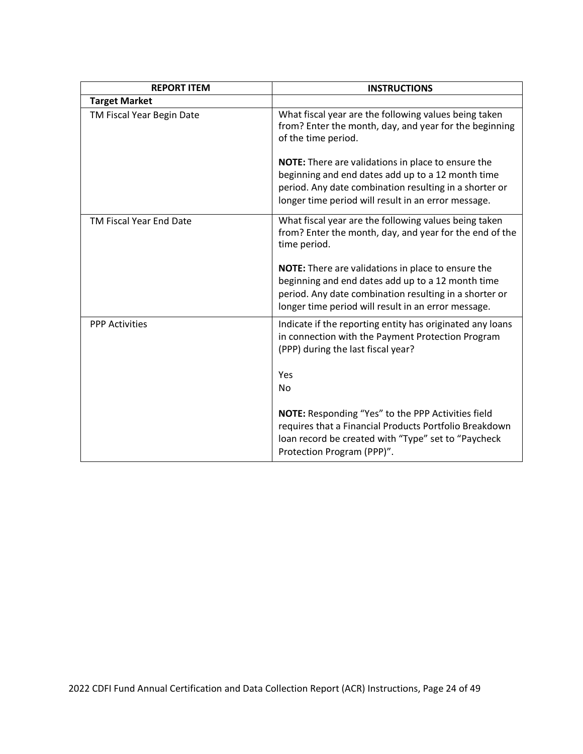| REPORT ITEM | INSTRUCTIONS |
| --- | --- |
| **Target Market** | |
| TM Fiscal Year Begin Date | What fiscal year are the following values being taken from? Enter the month, day, and year for the beginning of the time period.<br><br>**NOTE:** There are validations in place to ensure the beginning and end dates add up to a 12 month time period. Any date combination resulting in a shorter or longer time period will result in an error message. |
| TM Fiscal Year End Date | What fiscal year are the following values being taken from? Enter the month, day, and year for the end of the time period.<br><br>**NOTE:** There are validations in place to ensure the beginning and end dates add up to a 12 month time period. Any date combination resulting in a shorter or longer time period will result in an error message. |
| PPP Activities | Indicate if the reporting entity has originated any loans in connection with the Payment Protection Program (PPP) during the last fiscal year?<br><br>Yes<br>No<br><br>**NOTE:** Responding "Yes" to the PPP Activities field requires that a Financial Products Portfolio Breakdown loan record be created with "Type" set to "Paycheck Protection Program (PPP)". |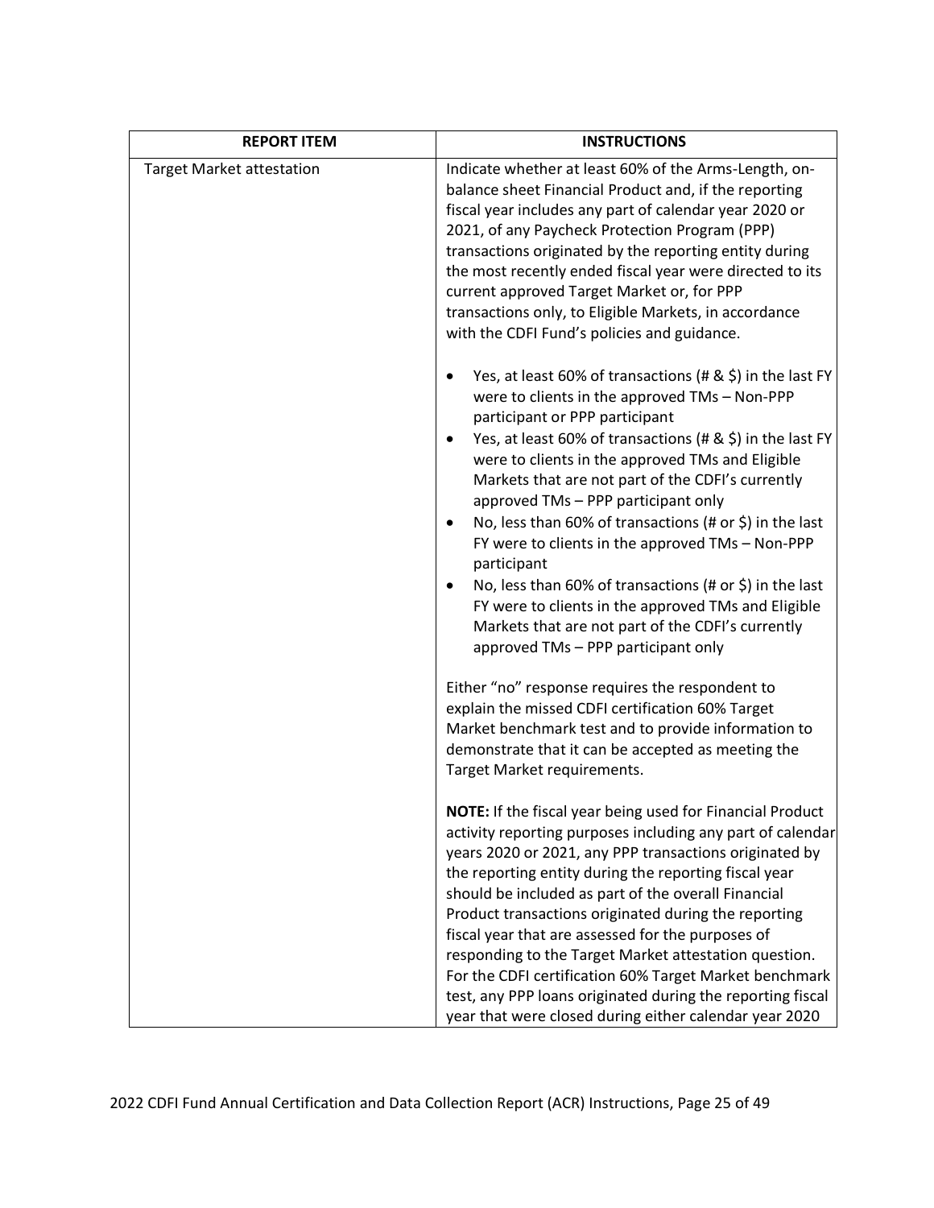| REPORT ITEM | INSTRUCTIONS |
|---|---|
| Target Market attestation | Indicate whether at least 60% of the Arms-Length, on-balance sheet Financial Product and, if the reporting fiscal year includes any part of calendar year 2020 or 2021, of any Paycheck Protection Program (PPP) transactions originated by the reporting entity during the most recently ended fiscal year were directed to its current approved Target Market or, for PPP transactions only, to Eligible Markets, in accordance with the CDFI Fund's policies and guidance.<br><br>• Yes, at least 60% of transactions (# & $) in the last FY were to clients in the approved TMs – Non-PPP participant or PPP participant<br>• Yes, at least 60% of transactions (# & $) in the last FY were to clients in the approved TMs and Eligible Markets that are not part of the CDFI's currently approved TMs – PPP participant only<br>• No, less than 60% of transactions (# or $) in the last FY were to clients in the approved TMs – Non-PPP participant<br>• No, less than 60% of transactions (# or $) in the last FY were to clients in the approved TMs and Eligible Markets that are not part of the CDFI's currently approved TMs – PPP participant only<br><br>Either "no" response requires the respondent to explain the missed CDFI certification 60% Target Market benchmark test and to provide information to demonstrate that it can be accepted as meeting the Target Market requirements.<br><br>**NOTE:** If the fiscal year being used for Financial Product activity reporting purposes including any part of calendar years 2020 or 2021, any PPP transactions originated by the reporting entity during the reporting fiscal year should be included as part of the overall Financial Product transactions originated during the reporting fiscal year that are assessed for the purposes of responding to the Target Market attestation question. For the CDFI certification 60% Target Market benchmark test, any PPP loans originated during the reporting fiscal year that were closed during either calendar year 2020 |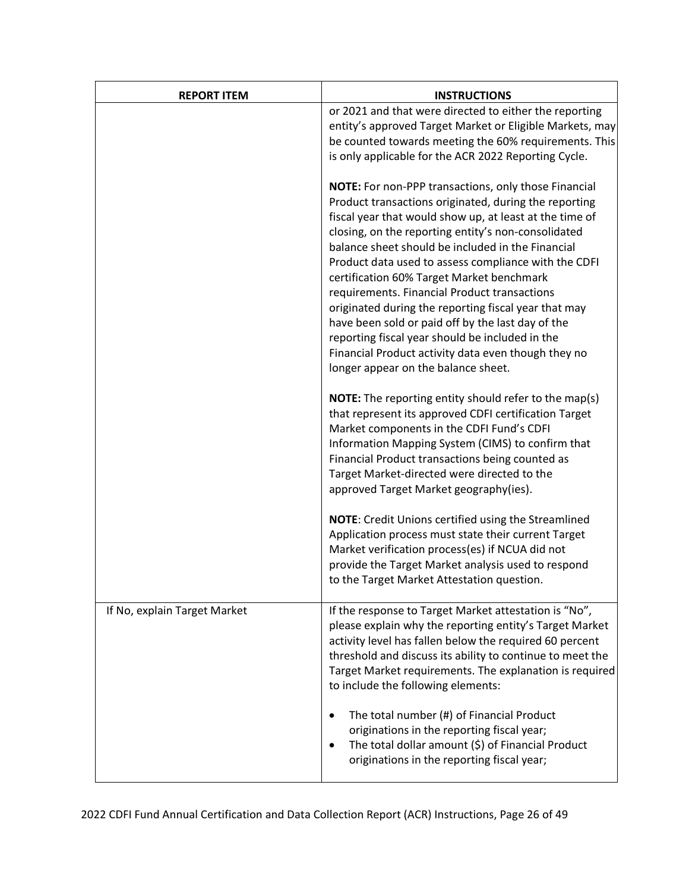| REPORT ITEM | INSTRUCTIONS |
|---|---|
| | or 2021 and that were directed to either the reporting entity's approved Target Market or Eligible Markets, may be counted towards meeting the 60% requirements. This is only applicable for the ACR 2022 Reporting Cycle.<br><br>**NOTE:** For non-PPP transactions, only those Financial Product transactions originated, during the reporting fiscal year that would show up, at least at the time of closing, on the reporting entity's non-consolidated balance sheet should be included in the Financial Product data used to assess compliance with the CDFI certification 60% Target Market benchmark requirements. Financial Product transactions originated during the reporting fiscal year that may have been sold or paid off by the last day of the reporting fiscal year should be included in the Financial Product activity data even though they no longer appear on the balance sheet.<br><br>**NOTE:** The reporting entity should refer to the map(s) that represent its approved CDFI certification Target Market components in the CDFI Fund's CDFI Information Mapping System (CIMS) to confirm that Financial Product transactions being counted as Target Market-directed were directed to the approved Target Market geography(ies).<br><br>**NOTE**: Credit Unions certified using the Streamlined Application process must state their current Target Market verification process(es) if NCUA did not provide the Target Market analysis used to respond to the Target Market Attestation question. |
| If No, explain Target Market | If the response to Target Market attestation is "No", please explain why the reporting entity's Target Market activity level has fallen below the required 60 percent threshold and discuss its ability to continue to meet the Target Market requirements. The explanation is required to include the following elements:<br><br>• The total number (#) of Financial Product originations in the reporting fiscal year;<br>• The total dollar amount ($) of Financial Product originations in the reporting fiscal year; |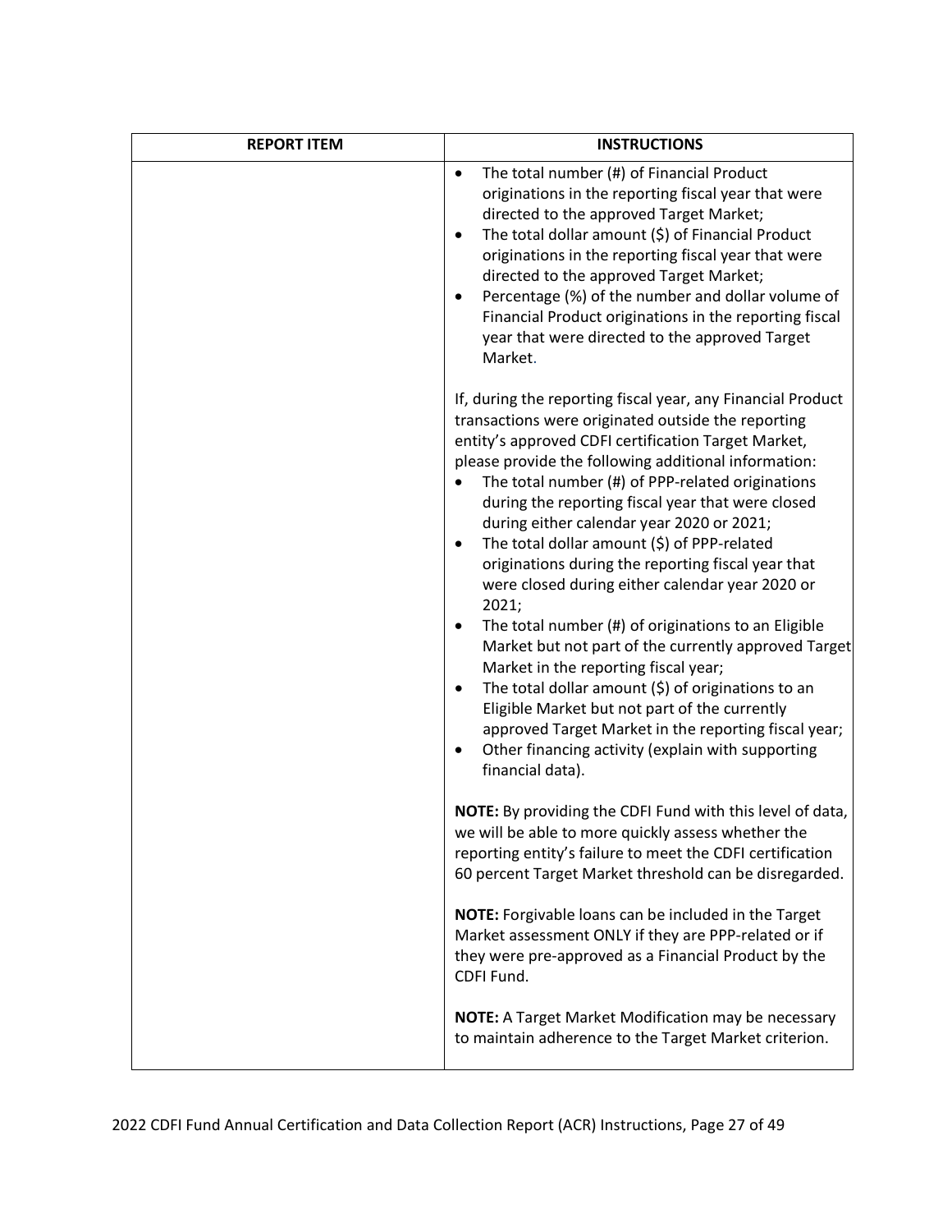| REPORT ITEM | INSTRUCTIONS |
| --- | --- |
| | • The total number (#) of Financial Product originations in the reporting fiscal year that were directed to the approved Target Market;<br>• The total dollar amount ($) of Financial Product originations in the reporting fiscal year that were directed to the approved Target Market;<br>• Percentage (%) of the number and dollar volume of Financial Product originations in the reporting fiscal year that were directed to the approved Target Market.<br><br>If, during the reporting fiscal year, any Financial Product transactions were originated outside the reporting entity's approved CDFI certification Target Market, please provide the following additional information:<br>• The total number (#) of PPP-related originations during the reporting fiscal year that were closed during either calendar year 2020 or 2021;<br>• The total dollar amount ($) of PPP-related originations during the reporting fiscal year that were closed during either calendar year 2020 or 2021;<br>• The total number (#) of originations to an Eligible Market but not part of the currently approved Target Market in the reporting fiscal year;<br>• The total dollar amount ($) of originations to an Eligible Market but not part of the currently approved Target Market in the reporting fiscal year;<br>• Other financing activity (explain with supporting financial data).<br><br>**NOTE:** By providing the CDFI Fund with this level of data, we will be able to more quickly assess whether the reporting entity's failure to meet the CDFI certification 60 percent Target Market threshold can be disregarded.<br><br>**NOTE:** Forgivable loans can be included in the Target Market assessment ONLY if they are PPP-related or if they were pre-approved as a Financial Product by the CDFI Fund.<br><br>**NOTE:** A Target Market Modification may be necessary to maintain adherence to the Target Market criterion. |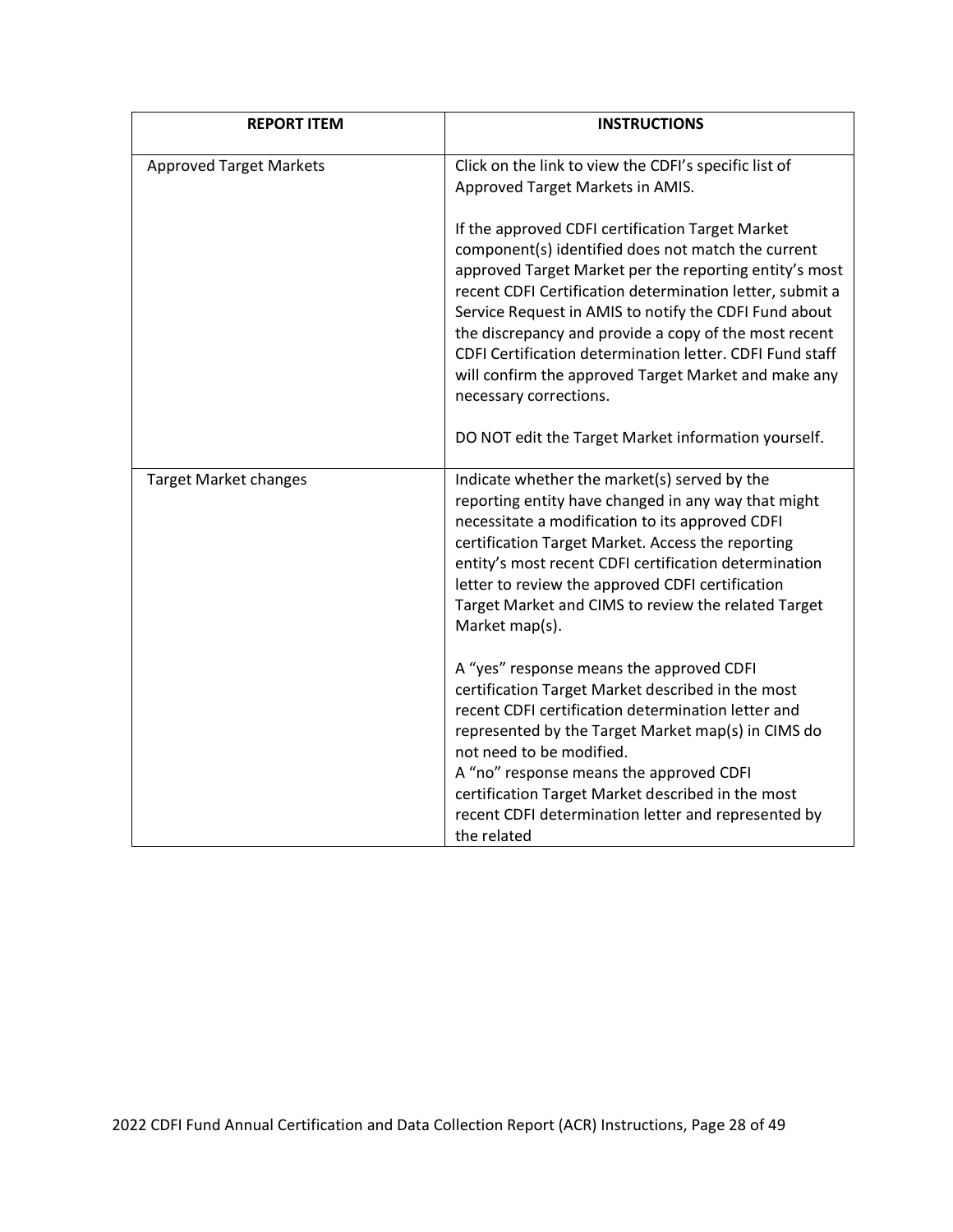| REPORT ITEM | INSTRUCTIONS |
| --- | --- |
| Approved Target Markets | Click on the link to view the CDFI's specific list of Approved Target Markets in AMIS.<br><br>If the approved CDFI certification Target Market component(s) identified does not match the current approved Target Market per the reporting entity's most recent CDFI Certification determination letter, submit a Service Request in AMIS to notify the CDFI Fund about the discrepancy and provide a copy of the most recent CDFI Certification determination letter. CDFI Fund staff will confirm the approved Target Market and make any necessary corrections.<br><br>DO NOT edit the Target Market information yourself. |
| Target Market changes | Indicate whether the market(s) served by the reporting entity have changed in any way that might necessitate a modification to its approved CDFI certification Target Market. Access the reporting entity's most recent CDFI certification determination letter to review the approved CDFI certification Target Market and CIMS to review the related Target Market map(s).<br><br>A "yes" response means the approved CDFI certification Target Market described in the most recent CDFI certification determination letter and represented by the Target Market map(s) in CIMS do not need to be modified.<br>A "no" response means the approved CDFI certification Target Market described in the most recent CDFI determination letter and represented by the related |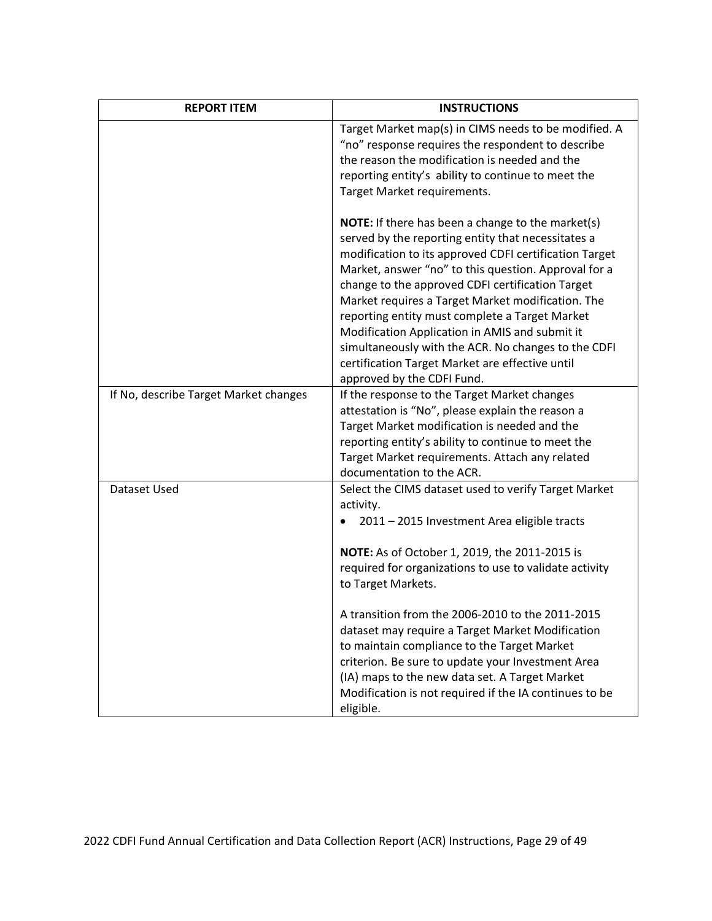| REPORT ITEM | INSTRUCTIONS |
| --- | --- |
| | Target Market map(s) in CIMS needs to be modified. A "no" response requires the respondent to describe the reason the modification is needed and the reporting entity's ability to continue to meet the Target Market requirements.<br><br>**NOTE:** If there has been a change to the market(s) served by the reporting entity that necessitates a modification to its approved CDFI certification Target Market, answer "no" to this question. Approval for a change to the approved CDFI certification Target Market requires a Target Market modification. The reporting entity must complete a Target Market Modification Application in AMIS and submit it simultaneously with the ACR. No changes to the CDFI certification Target Market are effective until approved by the CDFI Fund. |
| If No, describe Target Market changes | If the response to the Target Market changes attestation is "No", please explain the reason a Target Market modification is needed and the reporting entity's ability to continue to meet the Target Market requirements. Attach any related documentation to the ACR. |
| Dataset Used | Select the CIMS dataset used to verify Target Market activity.<br>• 2011 – 2015 Investment Area eligible tracts<br><br>**NOTE:** As of October 1, 2019, the 2011-2015 is required for organizations to use to validate activity to Target Markets.<br><br>A transition from the 2006-2010 to the 2011-2015 dataset may require a Target Market Modification to maintain compliance to the Target Market criterion. Be sure to update your Investment Area (IA) maps to the new data set. A Target Market Modification is not required if the IA continues to be eligible. |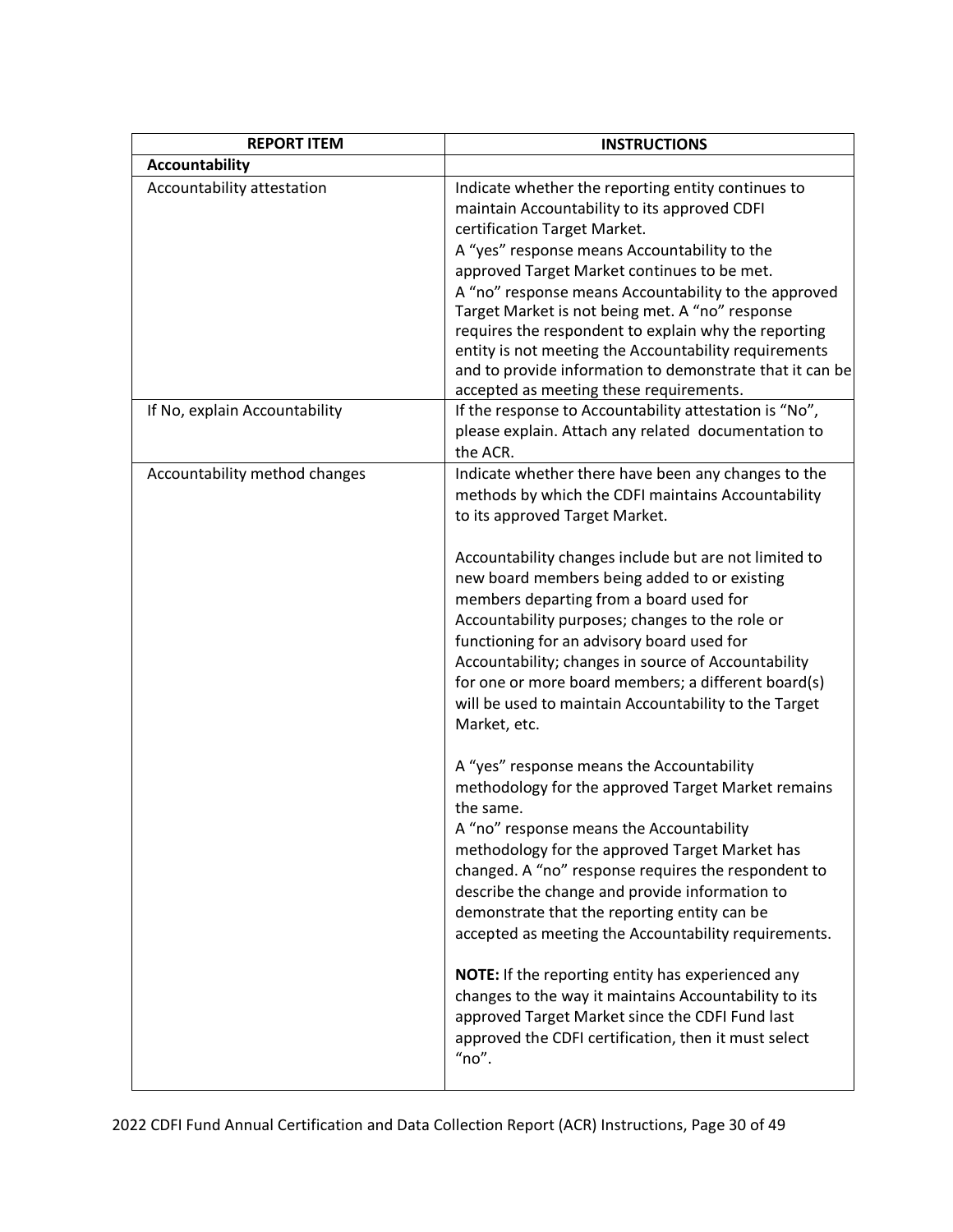| REPORT ITEM | INSTRUCTIONS |
|---|---|
| **Accountability** | |
| Accountability attestation | Indicate whether the reporting entity continues to maintain Accountability to its approved CDFI certification Target Market.<br>A "yes" response means Accountability to the approved Target Market continues to be met.<br>A "no" response means Accountability to the approved Target Market is not being met. A "no" response requires the respondent to explain why the reporting entity is not meeting the Accountability requirements and to provide information to demonstrate that it can be accepted as meeting these requirements. |
| If No, explain Accountability | If the response to Accountability attestation is "No", please explain. Attach any related documentation to the ACR. |
| Accountability method changes | Indicate whether there have been any changes to the methods by which the CDFI maintains Accountability to its approved Target Market.<br><br>Accountability changes include but are not limited to new board members being added to or existing members departing from a board used for Accountability purposes; changes to the role or functioning for an advisory board used for Accountability; changes in source of Accountability for one or more board members; a different board(s) will be used to maintain Accountability to the Target Market, etc.<br><br>A "yes" response means the Accountability methodology for the approved Target Market remains the same.<br>A "no" response means the Accountability methodology for the approved Target Market has changed. A "no" response requires the respondent to describe the change and provide information to demonstrate that the reporting entity can be accepted as meeting the Accountability requirements.<br><br>**NOTE:** If the reporting entity has experienced any changes to the way it maintains Accountability to its approved Target Market since the CDFI Fund last approved the CDFI certification, then it must select "no". |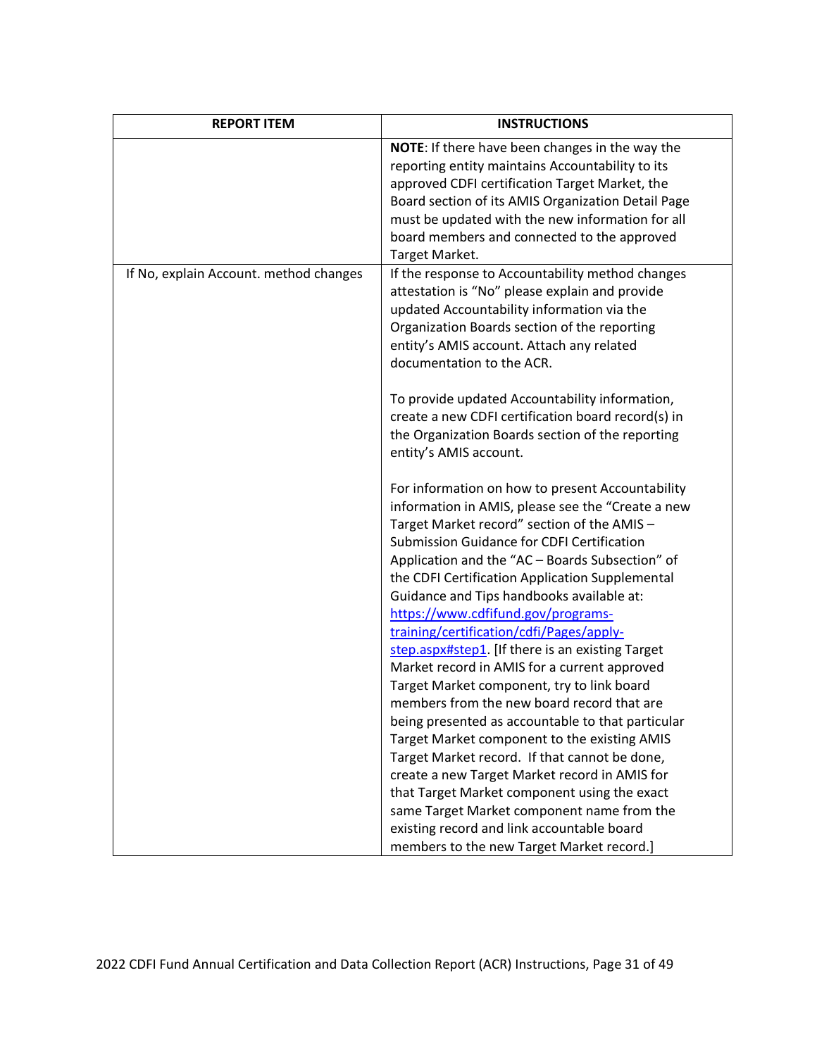| REPORT ITEM | INSTRUCTIONS |
|---|---|
| | **NOTE**: If there have been changes in the way the reporting entity maintains Accountability to its approved CDFI certification Target Market, the Board section of its AMIS Organization Detail Page must be updated with the new information for all board members and connected to the approved Target Market. |
| If No, explain Account. method changes | If the response to Accountability method changes attestation is "No" please explain and provide updated Accountability information via the Organization Boards section of the reporting entity's AMIS account. Attach any related documentation to the ACR.<br><br>To provide updated Accountability information, create a new CDFI certification board record(s) in the Organization Boards section of the reporting entity's AMIS account.<br><br>For information on how to present Accountability information in AMIS, please see the "Create a new Target Market record" section of the AMIS – Submission Guidance for CDFI Certification Application and the "AC – Boards Subsection" of the CDFI Certification Application Supplemental Guidance and Tips handbooks available at: [https://www.cdfifund.gov/programs-training/certification/cdfi/Pages/apply-step.aspx#step1](https://www.cdfifund.gov/programs-training/certification/cdfi/Pages/apply-step.aspx#step1). [If there is an existing Target Market record in AMIS for a current approved Target Market component, try to link board members from the new board record that are being presented as accountable to that particular Target Market component to the existing AMIS Target Market record. If that cannot be done, create a new Target Market record in AMIS for that Target Market component using the exact same Target Market component name from the existing record and link accountable board members to the new Target Market record.] |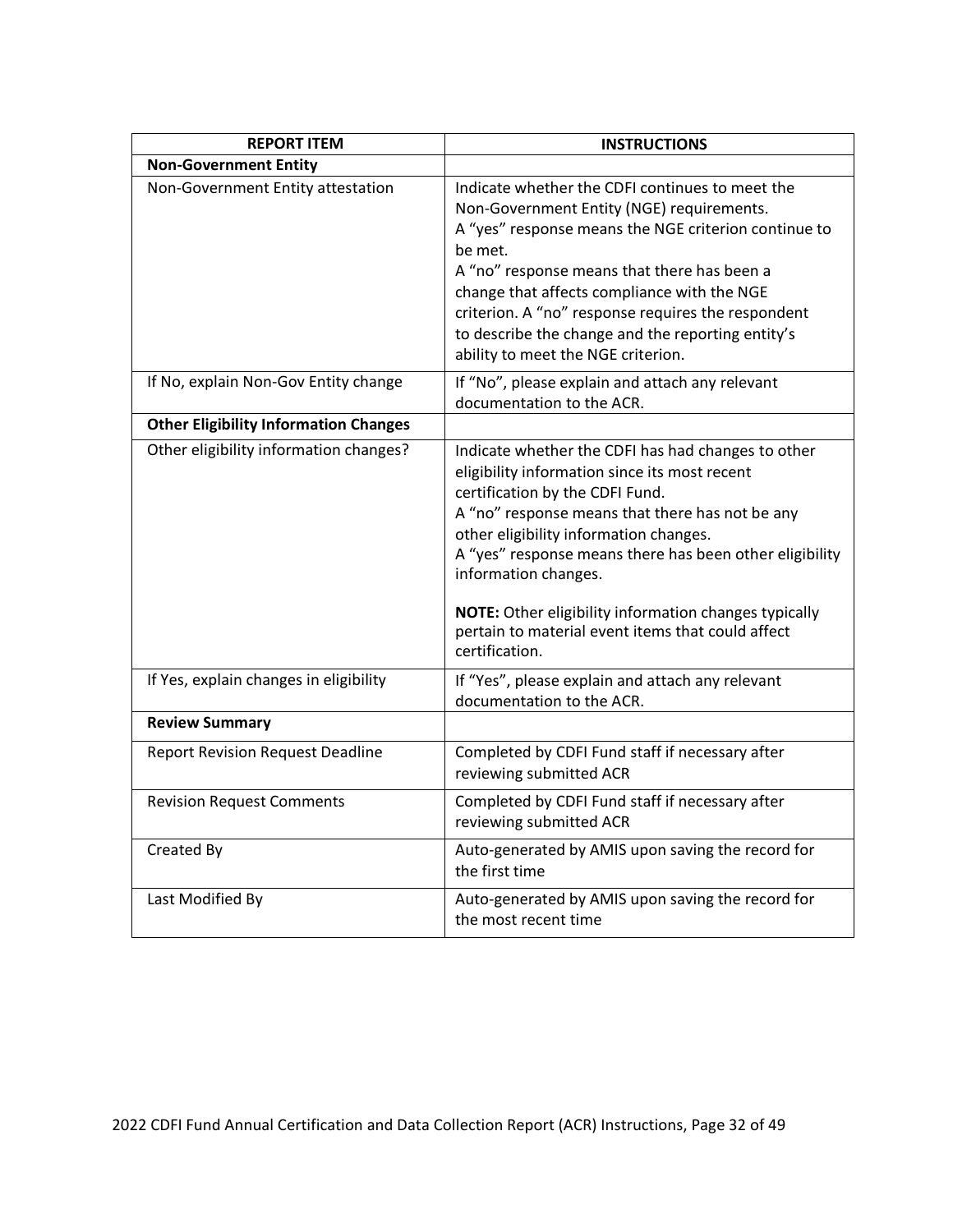| REPORT ITEM | INSTRUCTIONS |
|---|---|
| **Non-Government Entity** | |
| Non-Government Entity attestation | Indicate whether the CDFI continues to meet the Non-Government Entity (NGE) requirements.<br>A "yes" response means the NGE criterion continue to be met.<br>A "no" response means that there has been a change that affects compliance with the NGE criterion. A "no" response requires the respondent to describe the change and the reporting entity's ability to meet the NGE criterion. |
| If No, explain Non-Gov Entity change | If "No", please explain and attach any relevant documentation to the ACR. |
| **Other Eligibility Information Changes** | |
| Other eligibility information changes? | Indicate whether the CDFI has had changes to other eligibility information since its most recent certification by the CDFI Fund.<br>A "no" response means that there has not be any other eligibility information changes.<br>A "yes" response means there has been other eligibility information changes.<br><br>**NOTE:** Other eligibility information changes typically pertain to material event items that could affect certification. |
| If Yes, explain changes in eligibility | If "Yes", please explain and attach any relevant documentation to the ACR. |
| **Review Summary** | |
| Report Revision Request Deadline | Completed by CDFI Fund staff if necessary after reviewing submitted ACR |
| Revision Request Comments | Completed by CDFI Fund staff if necessary after reviewing submitted ACR |
| Created By | Auto-generated by AMIS upon saving the record for the first time |
| Last Modified By | Auto-generated by AMIS upon saving the record for the most recent time |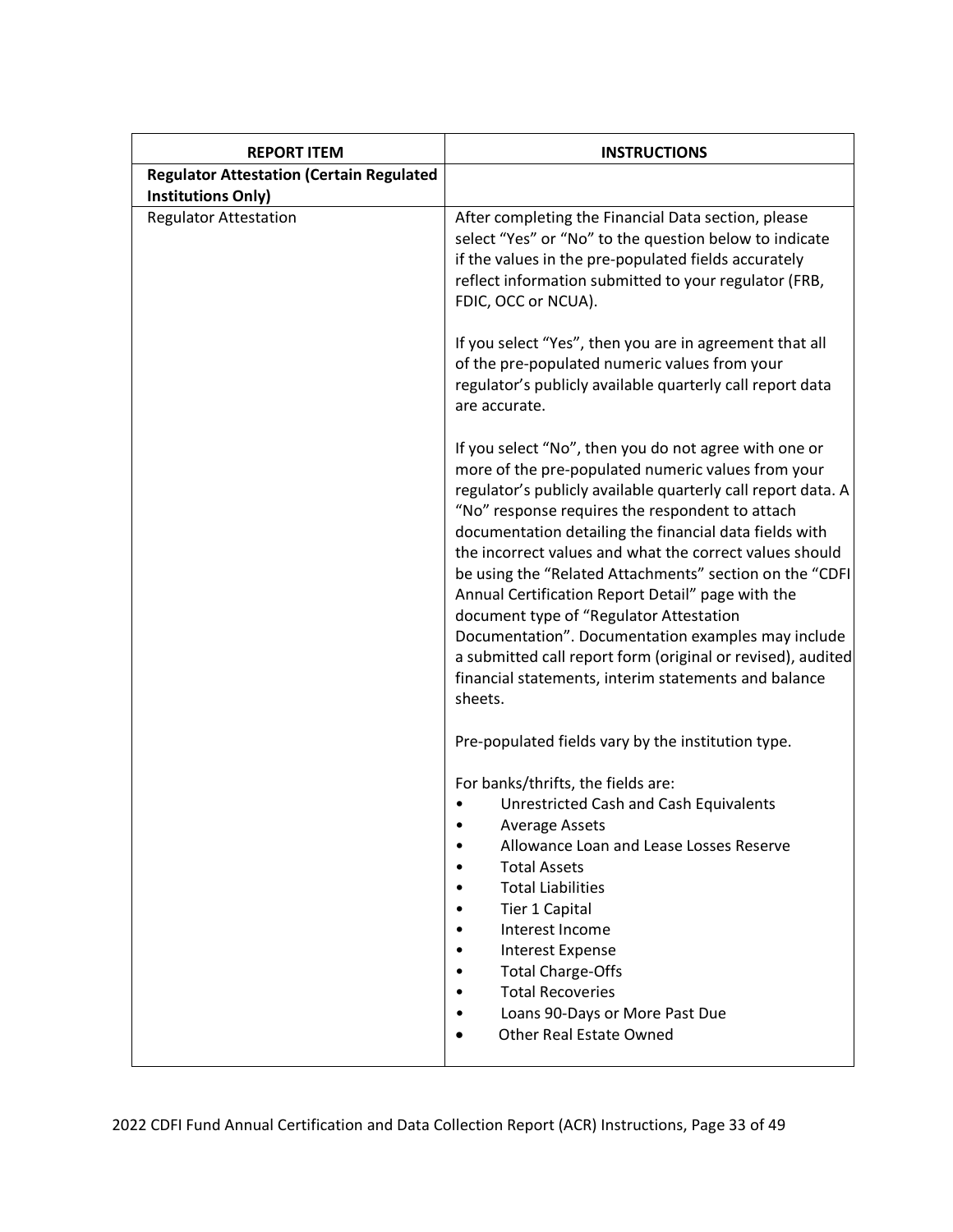| REPORT ITEM | INSTRUCTIONS |
|---|---|
| **Regulator Attestation (Certain Regulated Institutions Only)** | |
| Regulator Attestation | After completing the Financial Data section, please select "Yes" or "No" to the question below to indicate if the values in the pre-populated fields accurately reflect information submitted to your regulator (FRB, FDIC, OCC or NCUA).<br><br>If you select "Yes", then you are in agreement that all of the pre-populated numeric values from your regulator's publicly available quarterly call report data are accurate.<br><br>If you select "No", then you do not agree with one or more of the pre-populated numeric values from your regulator's publicly available quarterly call report data. A "No" response requires the respondent to attach documentation detailing the financial data fields with the incorrect values and what the correct values should be using the "Related Attachments" section on the "CDFI Annual Certification Report Detail" page with the document type of "Regulator Attestation Documentation". Documentation examples may include a submitted call report form (original or revised), audited financial statements, interim statements and balance sheets.<br><br>Pre-populated fields vary by the institution type.<br><br>For banks/thrifts, the fields are:<br>• Unrestricted Cash and Cash Equivalents<br>• Average Assets<br>• Allowance Loan and Lease Losses Reserve<br>• Total Assets<br>• Total Liabilities<br>• Tier 1 Capital<br>• Interest Income<br>• Interest Expense<br>• Total Charge-Offs<br>• Total Recoveries<br>• Loans 90-Days or More Past Due<br>• Other Real Estate Owned |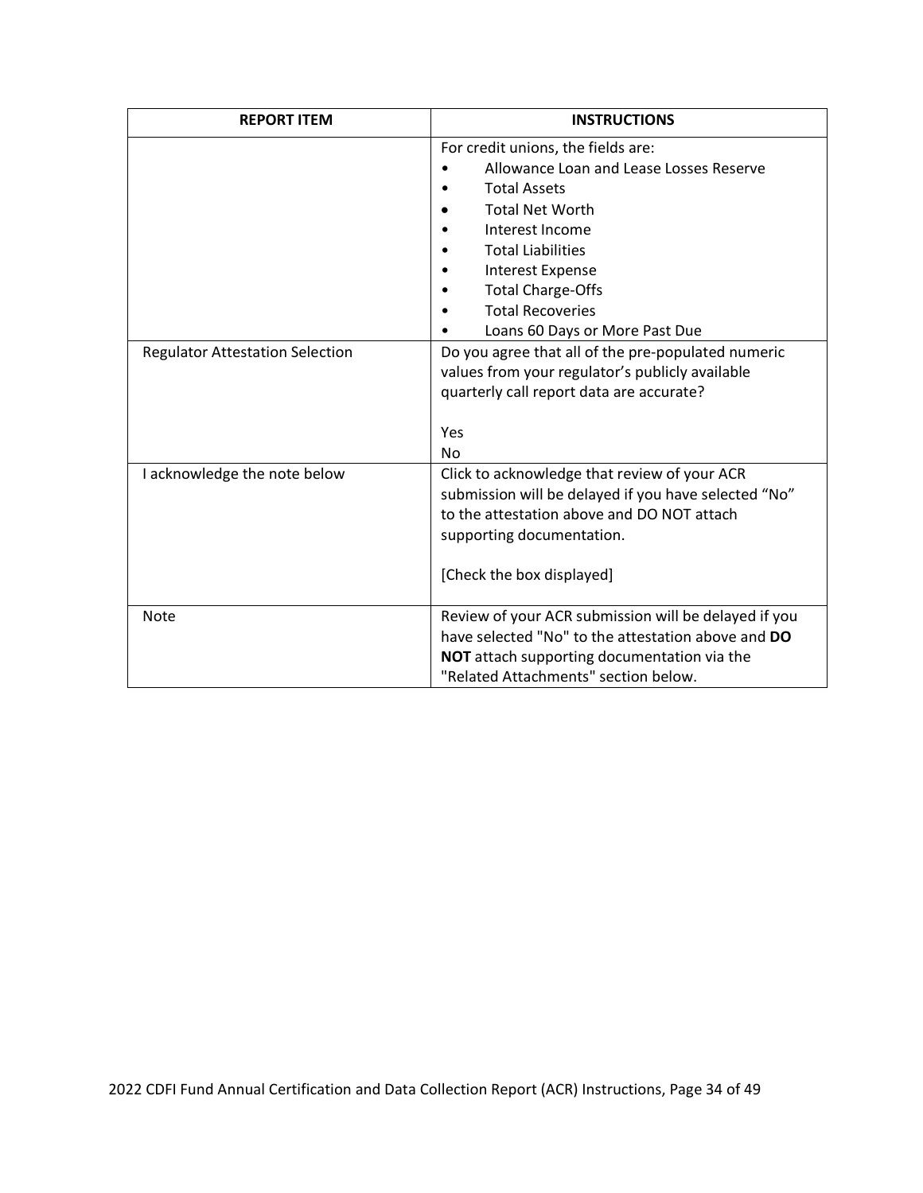| REPORT ITEM | INSTRUCTIONS |
|---|---|
| | For credit unions, the fields are:<br>• Allowance Loan and Lease Losses Reserve<br>• Total Assets<br>• Total Net Worth<br>• Interest Income<br>• Total Liabilities<br>• Interest Expense<br>• Total Charge-Offs<br>• Total Recoveries<br>• Loans 60 Days or More Past Due |
| Regulator Attestation Selection | Do you agree that all of the pre-populated numeric values from your regulator's publicly available quarterly call report data are accurate?<br><br>Yes<br>No |
| I acknowledge the note below | Click to acknowledge that review of your ACR submission will be delayed if you have selected "No" to the attestation above and DO NOT attach supporting documentation.<br><br>[Check the box displayed] |
| Note | Review of your ACR submission will be delayed if you have selected "No" to the attestation above and **DO NOT** attach supporting documentation via the "Related Attachments" section below. |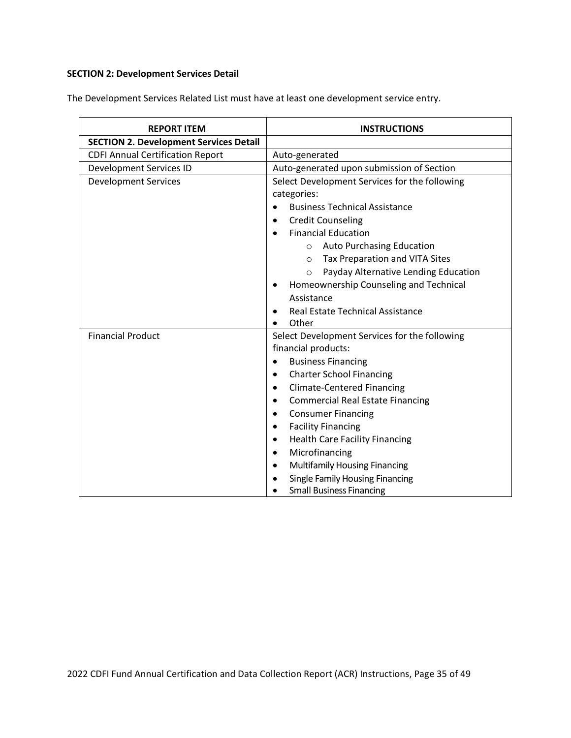**SECTION 2: Development Services Detail**

The Development Services Related List must have at least one development service entry.

| REPORT ITEM | INSTRUCTIONS |
|---|---|
| **SECTION 2. Development Services Detail** | |
| CDFI Annual Certification Report | Auto-generated |
| Development Services ID | Auto-generated upon submission of Section |
| Development Services | Select Development Services for the following categories:<br>• Business Technical Assistance<br>• Credit Counseling<br>• Financial Education<br>  o Auto Purchasing Education<br>  o Tax Preparation and VITA Sites<br>  o Payday Alternative Lending Education<br>• Homeownership Counseling and Technical Assistance<br>• Real Estate Technical Assistance<br>• Other |
| Financial Product | Select Development Services for the following financial products:<br>• Business Financing<br>• Charter School Financing<br>• Climate-Centered Financing<br>• Commercial Real Estate Financing<br>• Consumer Financing<br>• Facility Financing<br>• Health Care Facility Financing<br>• Microfinancing<br>• Multifamily Housing Financing<br>• Single Family Housing Financing<br>• Small Business Financing |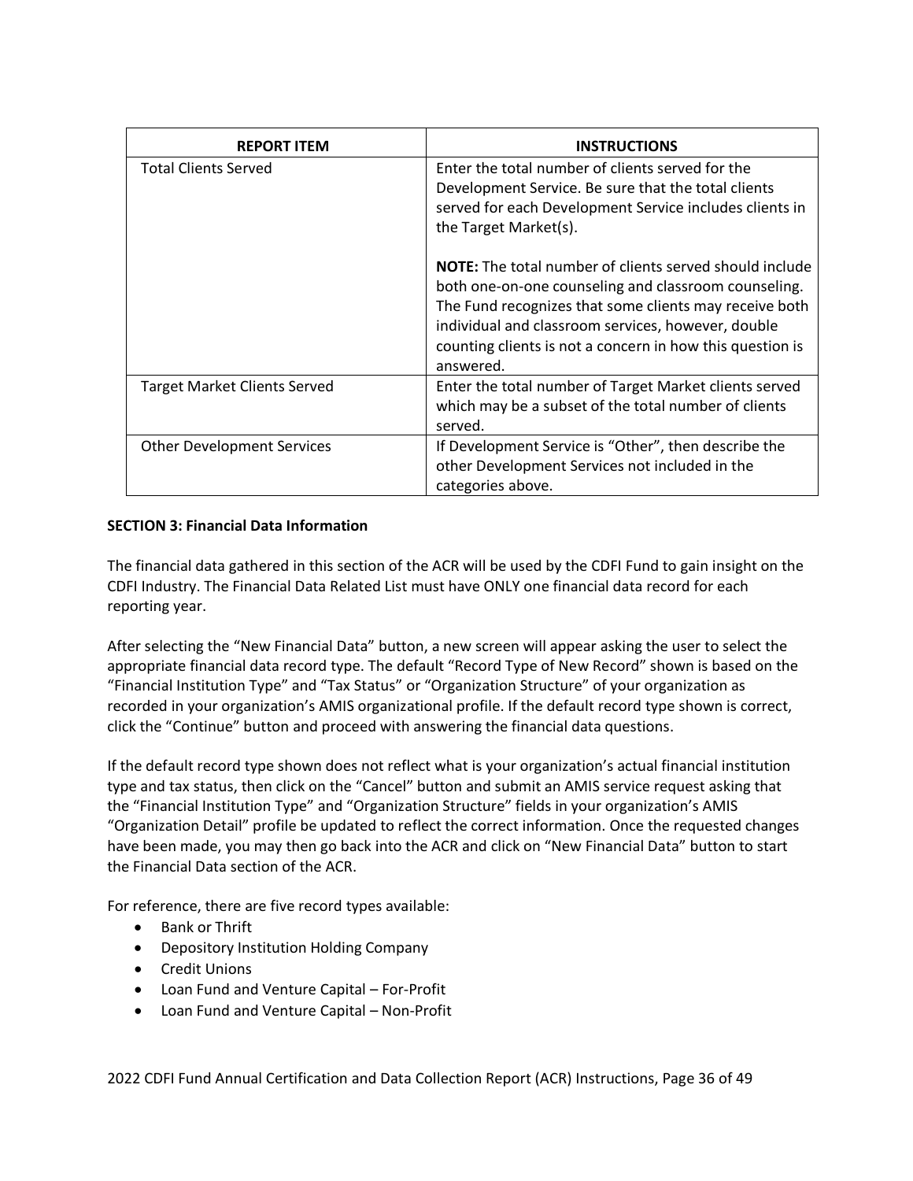| REPORT ITEM | INSTRUCTIONS |
|---|---|
| Total Clients Served | Enter the total number of clients served for the Development Service. Be sure that the total clients served for each Development Service includes clients in the Target Market(s).<br><br>**NOTE:** The total number of clients served should include both one-on-one counseling and classroom counseling. The Fund recognizes that some clients may receive both individual and classroom services, however, double counting clients is not a concern in how this question is answered. |
| Target Market Clients Served | Enter the total number of Target Market clients served which may be a subset of the total number of clients served. |
| Other Development Services | If Development Service is "Other", then describe the other Development Services not included in the categories above. |

**SECTION 3: Financial Data Information**

The financial data gathered in this section of the ACR will be used by the CDFI Fund to gain insight on the CDFI Industry. The Financial Data Related List must have ONLY one financial data record for each reporting year.

After selecting the "New Financial Data" button, a new screen will appear asking the user to select the appropriate financial data record type. The default "Record Type of New Record" shown is based on the "Financial Institution Type" and "Tax Status" or "Organization Structure" of your organization as recorded in your organization's AMIS organizational profile. If the default record type shown is correct, click the "Continue" button and proceed with answering the financial data questions.

If the default record type shown does not reflect what is your organization's actual financial institution type and tax status, then click on the "Cancel" button and submit an AMIS service request asking that the "Financial Institution Type" and "Organization Structure" fields in your organization's AMIS "Organization Detail" profile be updated to reflect the correct information. Once the requested changes have been made, you may then go back into the ACR and click on "New Financial Data" button to start the Financial Data section of the ACR.

For reference, there are five record types available:

- Bank or Thrift
- Depository Institution Holding Company
- Credit Unions
- Loan Fund and Venture Capital – For-Profit
- Loan Fund and Venture Capital – Non-Profit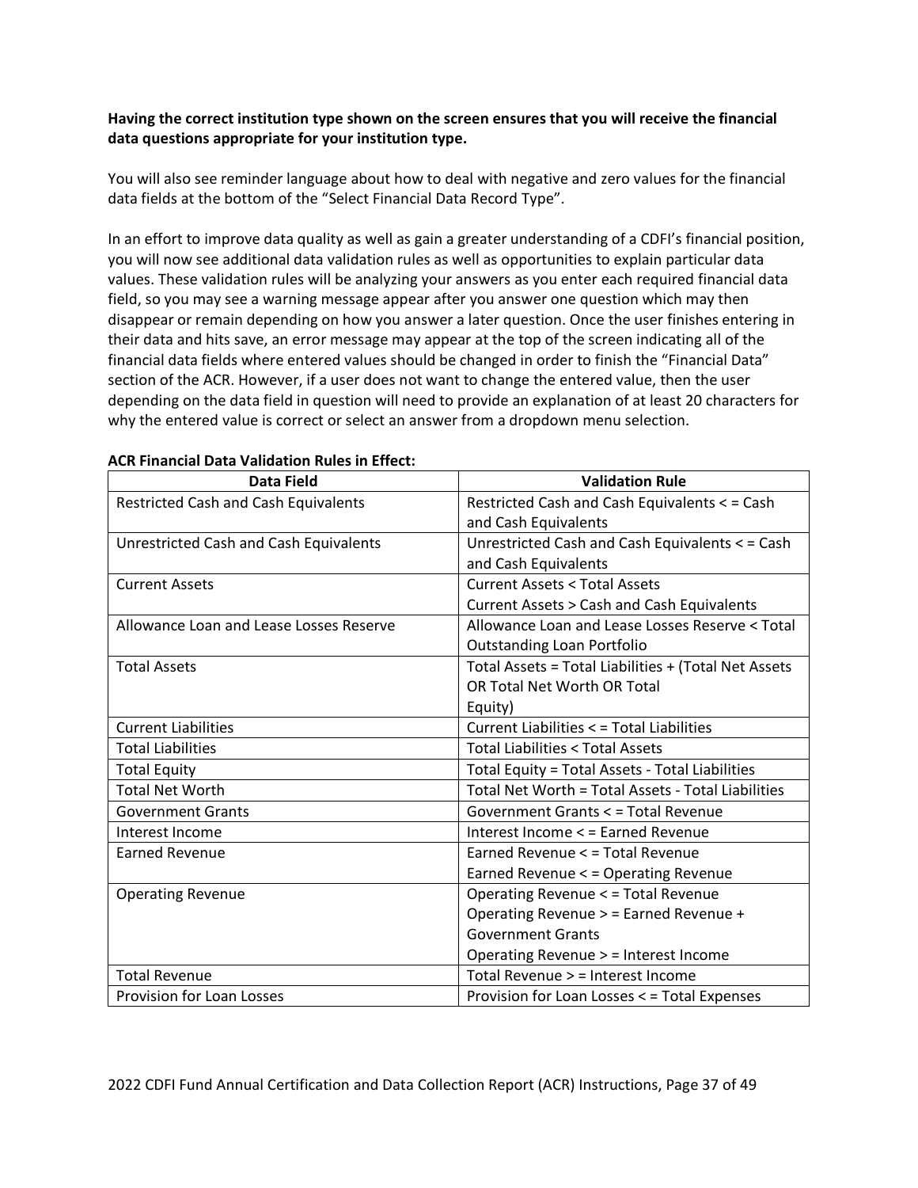**Having the correct institution type shown on the screen ensures that you will receive the financial data questions appropriate for your institution type.**

You will also see reminder language about how to deal with negative and zero values for the financial data fields at the bottom of the "Select Financial Data Record Type".

In an effort to improve data quality as well as gain a greater understanding of a CDFI's financial position, you will now see additional data validation rules as well as opportunities to explain particular data values. These validation rules will be analyzing your answers as you enter each required financial data field, so you may see a warning message appear after you answer one question which may then disappear or remain depending on how you answer a later question. Once the user finishes entering in their data and hits save, an error message may appear at the top of the screen indicating all of the financial data fields where entered values should be changed in order to finish the "Financial Data" section of the ACR. However, if a user does not want to change the entered value, then the user depending on the data field in question will need to provide an explanation of at least 20 characters for why the entered value is correct or select an answer from a dropdown menu selection.

**ACR Financial Data Validation Rules in Effect:**

| Data Field | Validation Rule |
|---|---|
| Restricted Cash and Cash Equivalents | Restricted Cash and Cash Equivalents < = Cash and Cash Equivalents |
| Unrestricted Cash and Cash Equivalents | Unrestricted Cash and Cash Equivalents < = Cash and Cash Equivalents |
| Current Assets | Current Assets < Total Assets<br>Current Assets > Cash and Cash Equivalents |
| Allowance Loan and Lease Losses Reserve | Allowance Loan and Lease Losses Reserve < Total Outstanding Loan Portfolio |
| Total Assets | Total Assets = Total Liabilities + (Total Net Assets OR Total Net Worth OR Total Equity) |
| Current Liabilities | Current Liabilities < = Total Liabilities |
| Total Liabilities | Total Liabilities < Total Assets |
| Total Equity | Total Equity = Total Assets - Total Liabilities |
| Total Net Worth | Total Net Worth = Total Assets - Total Liabilities |
| Government Grants | Government Grants < = Total Revenue |
| Interest Income | Interest Income < = Earned Revenue |
| Earned Revenue | Earned Revenue < = Total Revenue<br>Earned Revenue < = Operating Revenue |
| Operating Revenue | Operating Revenue < = Total Revenue<br>Operating Revenue > = Earned Revenue + Government Grants<br>Operating Revenue > = Interest Income |
| Total Revenue | Total Revenue > = Interest Income |
| Provision for Loan Losses | Provision for Loan Losses < = Total Expenses |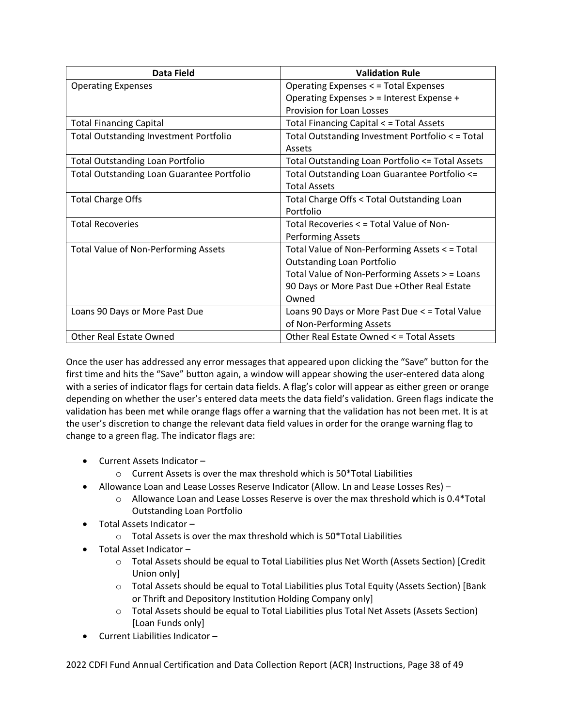| Data Field | Validation Rule |
|---|---|
| Operating Expenses | Operating Expenses < = Total Expenses<br>Operating Expenses > = Interest Expense + Provision for Loan Losses |
| Total Financing Capital | Total Financing Capital < = Total Assets |
| Total Outstanding Investment Portfolio | Total Outstanding Investment Portfolio < = Total Assets |
| Total Outstanding Loan Portfolio | Total Outstanding Loan Portfolio <= Total Assets |
| Total Outstanding Loan Guarantee Portfolio | Total Outstanding Loan Guarantee Portfolio <= Total Assets |
| Total Charge Offs | Total Charge Offs < Total Outstanding Loan Portfolio |
| Total Recoveries | Total Recoveries < = Total Value of Non-Performing Assets |
| Total Value of Non-Performing Assets | Total Value of Non-Performing Assets < = Total Outstanding Loan Portfolio<br>Total Value of Non-Performing Assets > = Loans 90 Days or More Past Due +Other Real Estate Owned |
| Loans 90 Days or More Past Due | Loans 90 Days or More Past Due < = Total Value of Non-Performing Assets |
| Other Real Estate Owned | Other Real Estate Owned < = Total Assets |

Once the user has addressed any error messages that appeared upon clicking the "Save" button for the first time and hits the "Save" button again, a window will appear showing the user-entered data along with a series of indicator flags for certain data fields. A flag's color will appear as either green or orange depending on whether the user's entered data meets the data field's validation. Green flags indicate the validation has been met while orange flags offer a warning that the validation has not been met. It is at the user's discretion to change the relevant data field values in order for the orange warning flag to change to a green flag. The indicator flags are:

- Current Assets Indicator –
  - Current Assets is over the max threshold which is 50*Total Liabilities
- Allowance Loan and Lease Losses Reserve Indicator (Allow. Ln and Lease Losses Res) –
  - Allowance Loan and Lease Losses Reserve is over the max threshold which is 0.4*Total Outstanding Loan Portfolio
- Total Assets Indicator –
  - Total Assets is over the max threshold which is 50*Total Liabilities
- Total Asset Indicator –
  - Total Assets should be equal to Total Liabilities plus Net Worth (Assets Section) [Credit Union only]
  - Total Assets should be equal to Total Liabilities plus Total Equity (Assets Section) [Bank or Thrift and Depository Institution Holding Company only]
  - Total Assets should be equal to Total Liabilities plus Total Net Assets (Assets Section) [Loan Funds only]
- Current Liabilities Indicator –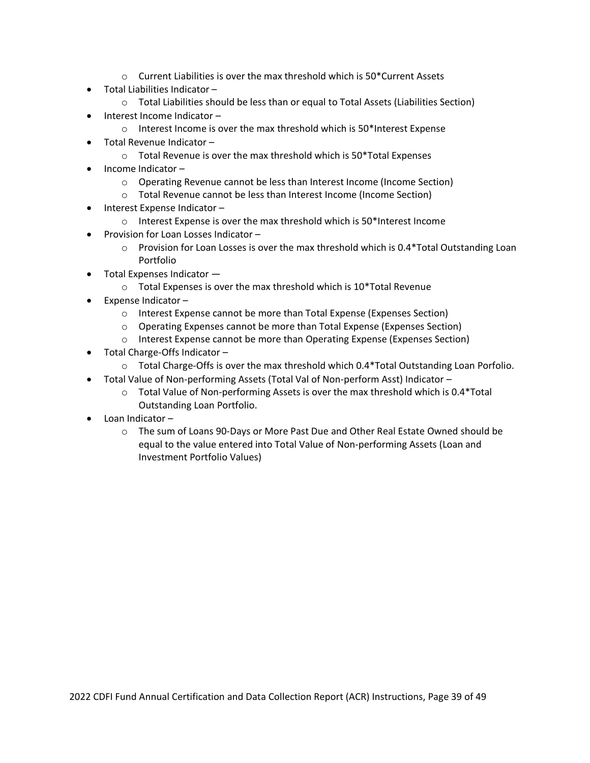- Current Liabilities is over the max threshold which is 50*Current Assets
- Total Liabilities Indicator –
    - Total Liabilities should be less than or equal to Total Assets (Liabilities Section)
- Interest Income Indicator –
    - Interest Income is over the max threshold which is 50*Interest Expense
- Total Revenue Indicator –
    - Total Revenue is over the max threshold which is 50*Total Expenses
- Income Indicator –
    - Operating Revenue cannot be less than Interest Income (Income Section)
    - Total Revenue cannot be less than Interest Income (Income Section)
- Interest Expense Indicator –
    - Interest Expense is over the max threshold which is 50*Interest Income
- Provision for Loan Losses Indicator –
    - Provision for Loan Losses is over the max threshold which is 0.4*Total Outstanding Loan Portfolio
- Total Expenses Indicator —
    - Total Expenses is over the max threshold which is 10*Total Revenue
- Expense Indicator –
    - Interest Expense cannot be more than Total Expense (Expenses Section)
    - Operating Expenses cannot be more than Total Expense (Expenses Section)
    - Interest Expense cannot be more than Operating Expense (Expenses Section)
- Total Charge-Offs Indicator –
    - Total Charge-Offs is over the max threshold which 0.4*Total Outstanding Loan Porfolio.
- Total Value of Non-performing Assets (Total Val of Non-perform Asst) Indicator –
    - Total Value of Non-performing Assets is over the max threshold which is 0.4*Total Outstanding Loan Portfolio.
- Loan Indicator –
    - The sum of Loans 90-Days or More Past Due and Other Real Estate Owned should be equal to the value entered into Total Value of Non-performing Assets (Loan and Investment Portfolio Values)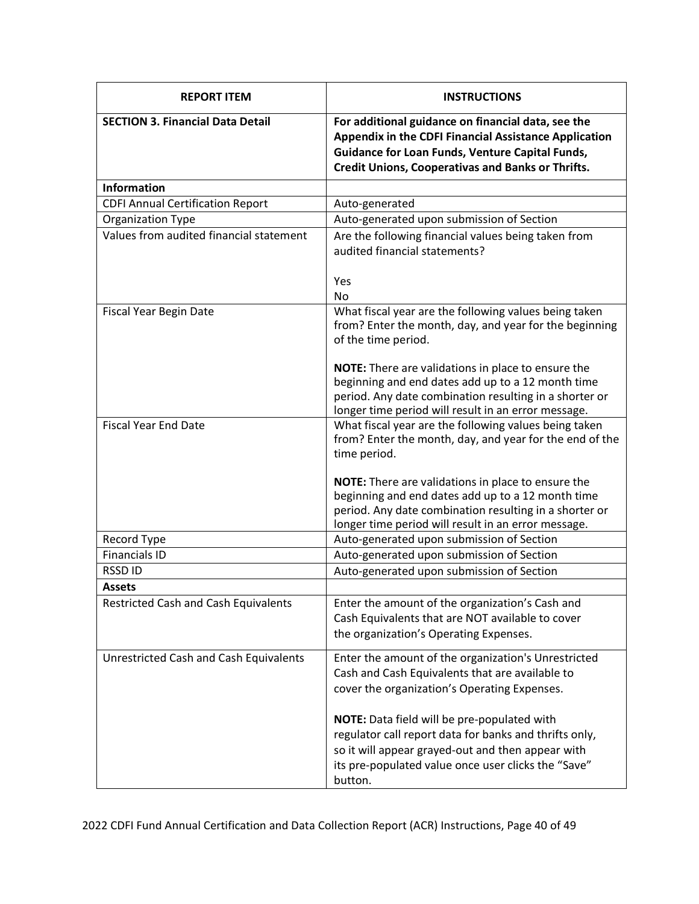| REPORT ITEM | INSTRUCTIONS |
|---|---|
| **SECTION 3. Financial Data Detail** | **For additional guidance on financial data, see the Appendix in the CDFI Financial Assistance Application Guidance for Loan Funds, Venture Capital Funds, Credit Unions, Cooperativas and Banks or Thrifts.** |
| **Information** | |
| CDFI Annual Certification Report | Auto-generated |
| Organization Type | Auto-generated upon submission of Section |
| Values from audited financial statement | Are the following financial values being taken from audited financial statements?<br><br>Yes<br>No |
| Fiscal Year Begin Date | What fiscal year are the following values being taken from? Enter the month, day, and year for the beginning of the time period.<br><br>**NOTE:** There are validations in place to ensure the beginning and end dates add up to a 12 month time period. Any date combination resulting in a shorter or longer time period will result in an error message. |
| Fiscal Year End Date | What fiscal year are the following values being taken from? Enter the month, day, and year for the end of the time period.<br><br>**NOTE:** There are validations in place to ensure the beginning and end dates add up to a 12 month time period. Any date combination resulting in a shorter or longer time period will result in an error message. |
| Record Type | Auto-generated upon submission of Section |
| Financials ID | Auto-generated upon submission of Section |
| RSSD ID | Auto-generated upon submission of Section |
| **Assets** | |
| Restricted Cash and Cash Equivalents | Enter the amount of the organization's Cash and Cash Equivalents that are NOT available to cover the organization's Operating Expenses. |
| Unrestricted Cash and Cash Equivalents | Enter the amount of the organization's Unrestricted Cash and Cash Equivalents that are available to cover the organization's Operating Expenses.<br><br>**NOTE:** Data field will be pre-populated with regulator call report data for banks and thrifts only, so it will appear grayed-out and then appear with its pre-populated value once user clicks the "Save" button. |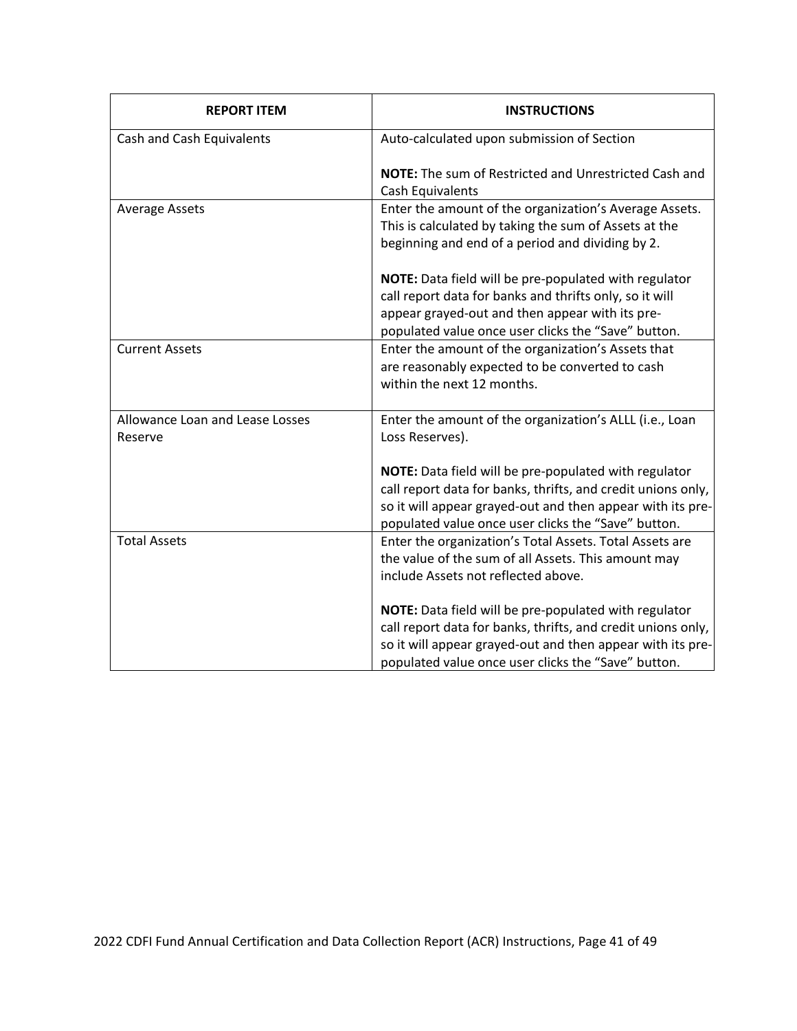| REPORT ITEM | INSTRUCTIONS |
|---|---|
| Cash and Cash Equivalents | Auto-calculated upon submission of Section<br><br>**NOTE:** The sum of Restricted and Unrestricted Cash and Cash Equivalents |
| Average Assets | Enter the amount of the organization's Average Assets. This is calculated by taking the sum of Assets at the beginning and end of a period and dividing by 2.<br><br>**NOTE:** Data field will be pre-populated with regulator call report data for banks and thrifts only, so it will appear grayed-out and then appear with its pre-populated value once user clicks the "Save" button. |
| Current Assets | Enter the amount of the organization's Assets that are reasonably expected to be converted to cash within the next 12 months. |
| Allowance Loan and Lease Losses Reserve | Enter the amount of the organization's ALLL (i.e., Loan Loss Reserves).<br><br>**NOTE:** Data field will be pre-populated with regulator call report data for banks, thrifts, and credit unions only, so it will appear grayed-out and then appear with its pre-populated value once user clicks the "Save" button. |
| Total Assets | Enter the organization's Total Assets. Total Assets are the value of the sum of all Assets. This amount may include Assets not reflected above.<br><br>**NOTE:** Data field will be pre-populated with regulator call report data for banks, thrifts, and credit unions only, so it will appear grayed-out and then appear with its pre-populated value once user clicks the "Save" button. |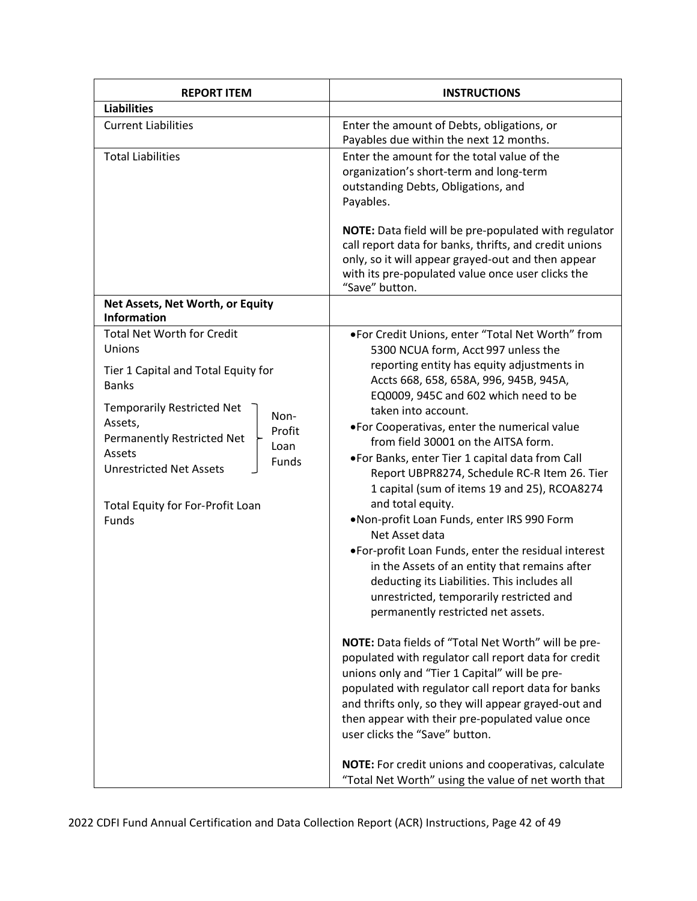| REPORT ITEM | INSTRUCTIONS |
|---|---|
| **Liabilities** | |
| Current Liabilities | Enter the amount of Debts, obligations, or Payables due within the next 12 months. |
| Total Liabilities | Enter the amount for the total value of the organization's short-term and long-term outstanding Debts, Obligations, and Payables.<br><br>**NOTE:** Data field will be pre-populated with regulator call report data for banks, thrifts, and credit unions only, so it will appear grayed-out and then appear with its pre-populated value once user clicks the "Save" button. |
| **Net Assets, Net Worth, or Equity Information** | |
| Total Net Worth for Credit Unions<br><br>Tier 1 Capital and Total Equity for Banks<br><br>Temporarily Restricted Net Assets, Permanently Restricted Net Assets, Unrestricted Net Assets (Non-Profit Loan Funds)<br><br>Total Equity for For-Profit Loan Funds | • For Credit Unions, enter "Total Net Worth" from 5300 NCUA form, Acct 997 unless the reporting entity has equity adjustments in Accts 668, 658, 658A, 996, 945B, 945A, EQ0009, 945C and 602 which need to be taken into account.<br>• For Cooperativas, enter the numerical value from field 30001 on the AITSA form.<br>• For Banks, enter Tier 1 capital data from Call Report UBPR8274, Schedule RC-R Item 26. Tier 1 capital (sum of items 19 and 25), RCOA8274 and total equity.<br>• Non-profit Loan Funds, enter IRS 990 Form Net Asset data<br>• For-profit Loan Funds, enter the residual interest in the Assets of an entity that remains after deducting its Liabilities. This includes all unrestricted, temporarily restricted and permanently restricted net assets.<br><br>**NOTE:** Data fields of "Total Net Worth" will be pre-populated with regulator call report data for credit unions only and "Tier 1 Capital" will be pre-populated with regulator call report data for banks and thrifts only, so they will appear grayed-out and then appear with their pre-populated value once user clicks the "Save" button.<br><br>**NOTE:** For credit unions and cooperativas, calculate "Total Net Worth" using the value of net worth that |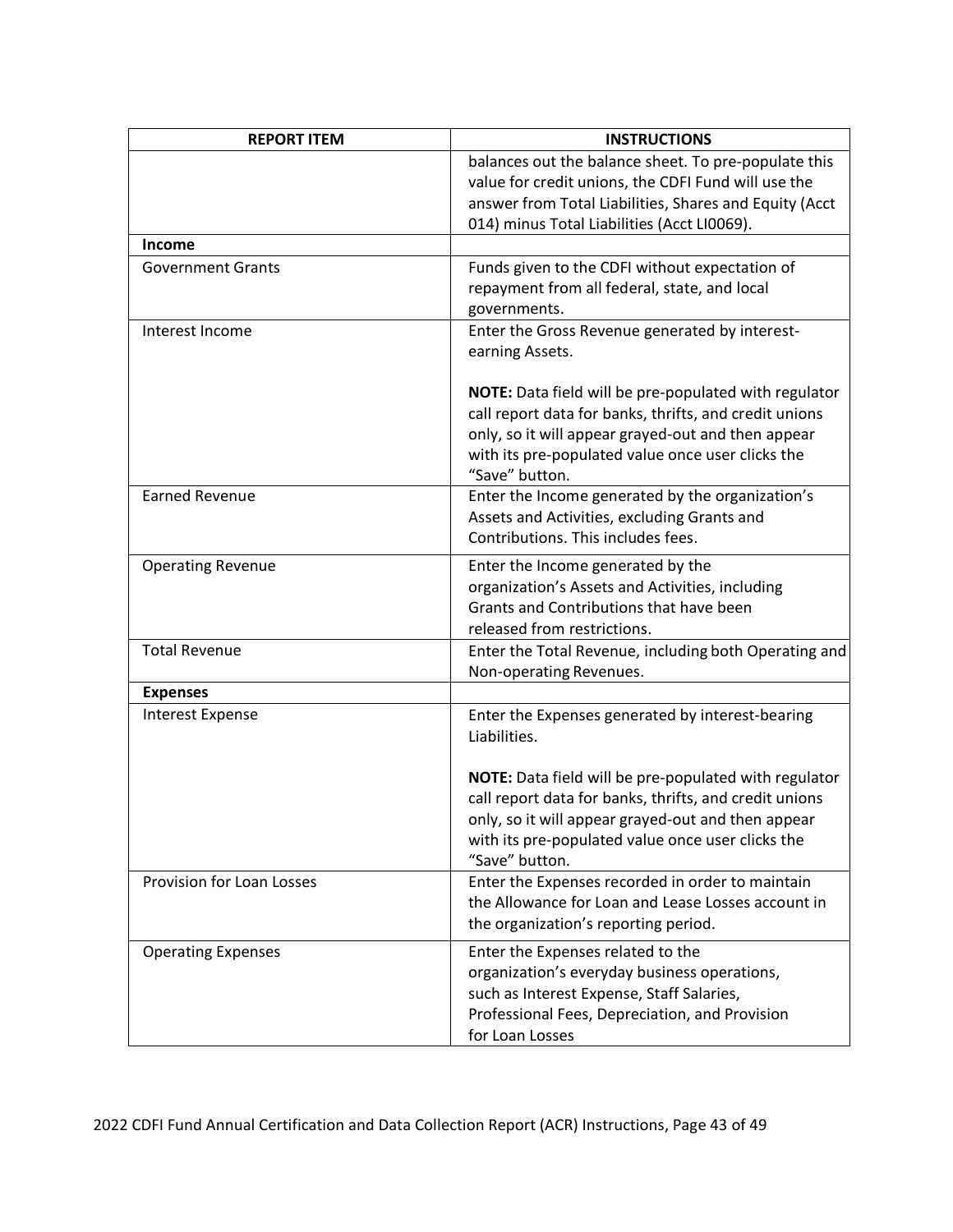| REPORT ITEM | INSTRUCTIONS |
|---|---|
| | balances out the balance sheet. To pre-populate this value for credit unions, the CDFI Fund will use the answer from Total Liabilities, Shares and Equity (Acct 014) minus Total Liabilities (Acct LI0069). |
| **Income** | |
| Government Grants | Funds given to the CDFI without expectation of repayment from all federal, state, and local governments. |
| Interest Income | Enter the Gross Revenue generated by interest-earning Assets.<br><br>**NOTE:** Data field will be pre-populated with regulator call report data for banks, thrifts, and credit unions only, so it will appear grayed-out and then appear with its pre-populated value once user clicks the "Save" button. |
| Earned Revenue | Enter the Income generated by the organization's Assets and Activities, excluding Grants and Contributions. This includes fees. |
| Operating Revenue | Enter the Income generated by the organization's Assets and Activities, including Grants and Contributions that have been released from restrictions. |
| Total Revenue | Enter the Total Revenue, including both Operating and Non-operating Revenues. |
| **Expenses** | |
| Interest Expense | Enter the Expenses generated by interest-bearing Liabilities.<br><br>**NOTE:** Data field will be pre-populated with regulator call report data for banks, thrifts, and credit unions only, so it will appear grayed-out and then appear with its pre-populated value once user clicks the "Save" button. |
| Provision for Loan Losses | Enter the Expenses recorded in order to maintain the Allowance for Loan and Lease Losses account in the organization's reporting period. |
| Operating Expenses | Enter the Expenses related to the organization's everyday business operations, such as Interest Expense, Staff Salaries, Professional Fees, Depreciation, and Provision for Loan Losses |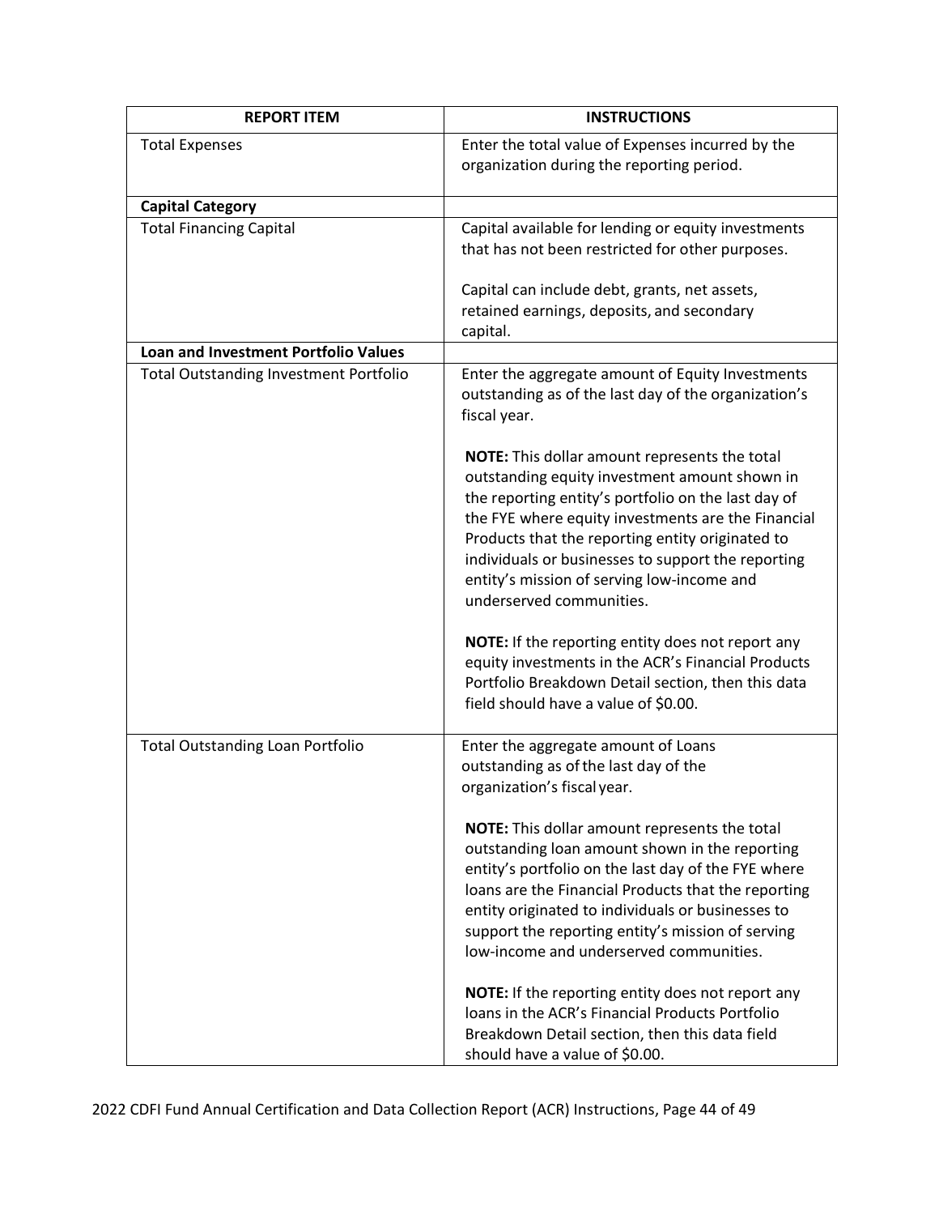| REPORT ITEM | INSTRUCTIONS |
|---|---|
| Total Expenses | Enter the total value of Expenses incurred by the organization during the reporting period. |
| **Capital Category** | |
| Total Financing Capital | Capital available for lending or equity investments that has not been restricted for other purposes.<br><br>Capital can include debt, grants, net assets, retained earnings, deposits, and secondary capital. |
| **Loan and Investment Portfolio Values** | |
| Total Outstanding Investment Portfolio | Enter the aggregate amount of Equity Investments outstanding as of the last day of the organization's fiscal year.<br><br>**NOTE:** This dollar amount represents the total outstanding equity investment amount shown in the reporting entity's portfolio on the last day of the FYE where equity investments are the Financial Products that the reporting entity originated to individuals or businesses to support the reporting entity's mission of serving low-income and underserved communities.<br><br>**NOTE:** If the reporting entity does not report any equity investments in the ACR's Financial Products Portfolio Breakdown Detail section, then this data field should have a value of $0.00. |
| Total Outstanding Loan Portfolio | Enter the aggregate amount of Loans outstanding as of the last day of the organization's fiscal year.<br><br>**NOTE:** This dollar amount represents the total outstanding loan amount shown in the reporting entity's portfolio on the last day of the FYE where loans are the Financial Products that the reporting entity originated to individuals or businesses to support the reporting entity's mission of serving low-income and underserved communities.<br><br>**NOTE:** If the reporting entity does not report any loans in the ACR's Financial Products Portfolio Breakdown Detail section, then this data field should have a value of $0.00. |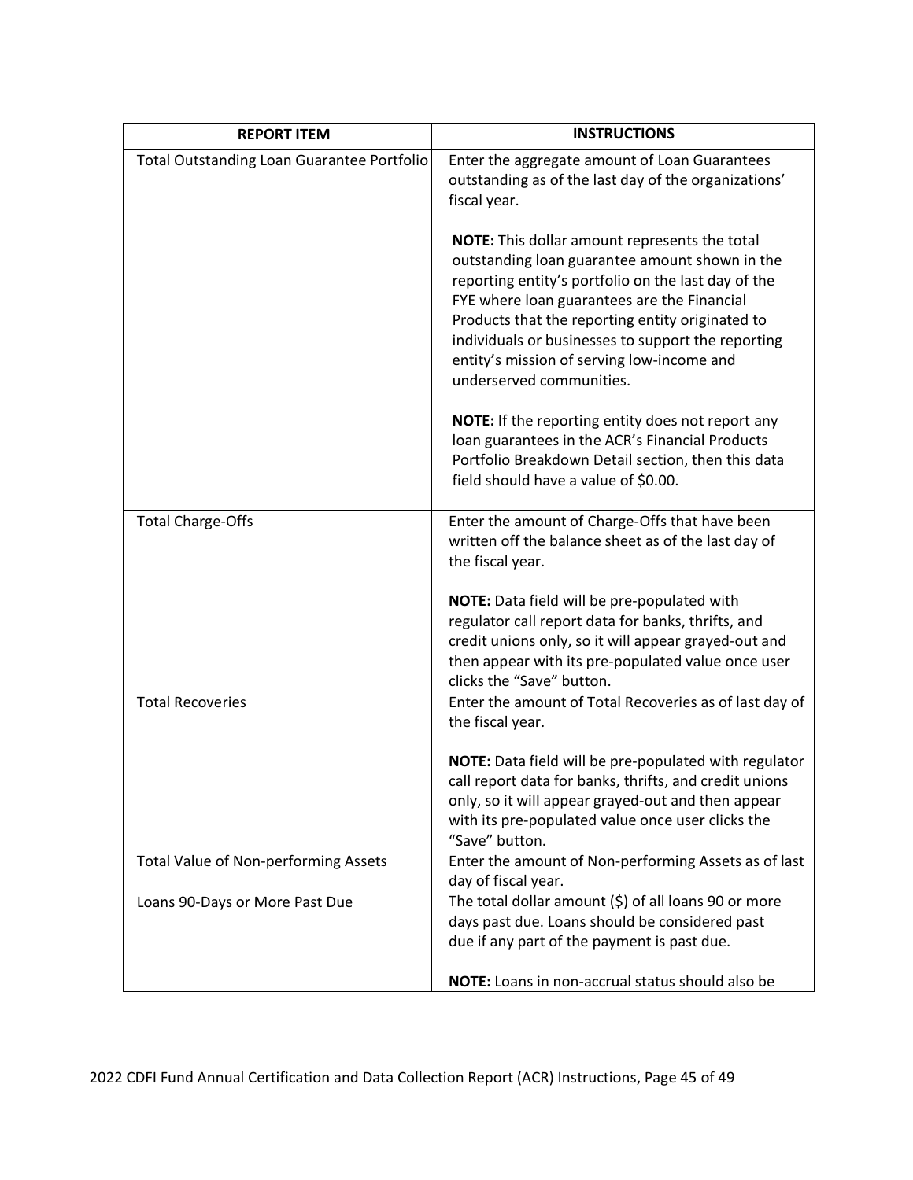| REPORT ITEM | INSTRUCTIONS |
|---|---|
| Total Outstanding Loan Guarantee Portfolio | Enter the aggregate amount of Loan Guarantees outstanding as of the last day of the organizations' fiscal year.<br><br>**NOTE:** This dollar amount represents the total outstanding loan guarantee amount shown in the reporting entity's portfolio on the last day of the FYE where loan guarantees are the Financial Products that the reporting entity originated to individuals or businesses to support the reporting entity's mission of serving low-income and underserved communities.<br><br>**NOTE:** If the reporting entity does not report any loan guarantees in the ACR's Financial Products Portfolio Breakdown Detail section, then this data field should have a value of $0.00. |
| Total Charge-Offs | Enter the amount of Charge-Offs that have been written off the balance sheet as of the last day of the fiscal year.<br><br>**NOTE:** Data field will be pre-populated with regulator call report data for banks, thrifts, and credit unions only, so it will appear grayed-out and then appear with its pre-populated value once user clicks the "Save" button. |
| Total Recoveries | Enter the amount of Total Recoveries as of last day of the fiscal year.<br><br>**NOTE:** Data field will be pre-populated with regulator call report data for banks, thrifts, and credit unions only, so it will appear grayed-out and then appear with its pre-populated value once user clicks the "Save" button. |
| Total Value of Non-performing Assets | Enter the amount of Non-performing Assets as of last day of fiscal year. |
| Loans 90-Days or More Past Due | The total dollar amount ($) of all loans 90 or more days past due. Loans should be considered past due if any part of the payment is past due.<br><br>**NOTE:** Loans in non-accrual status should also be |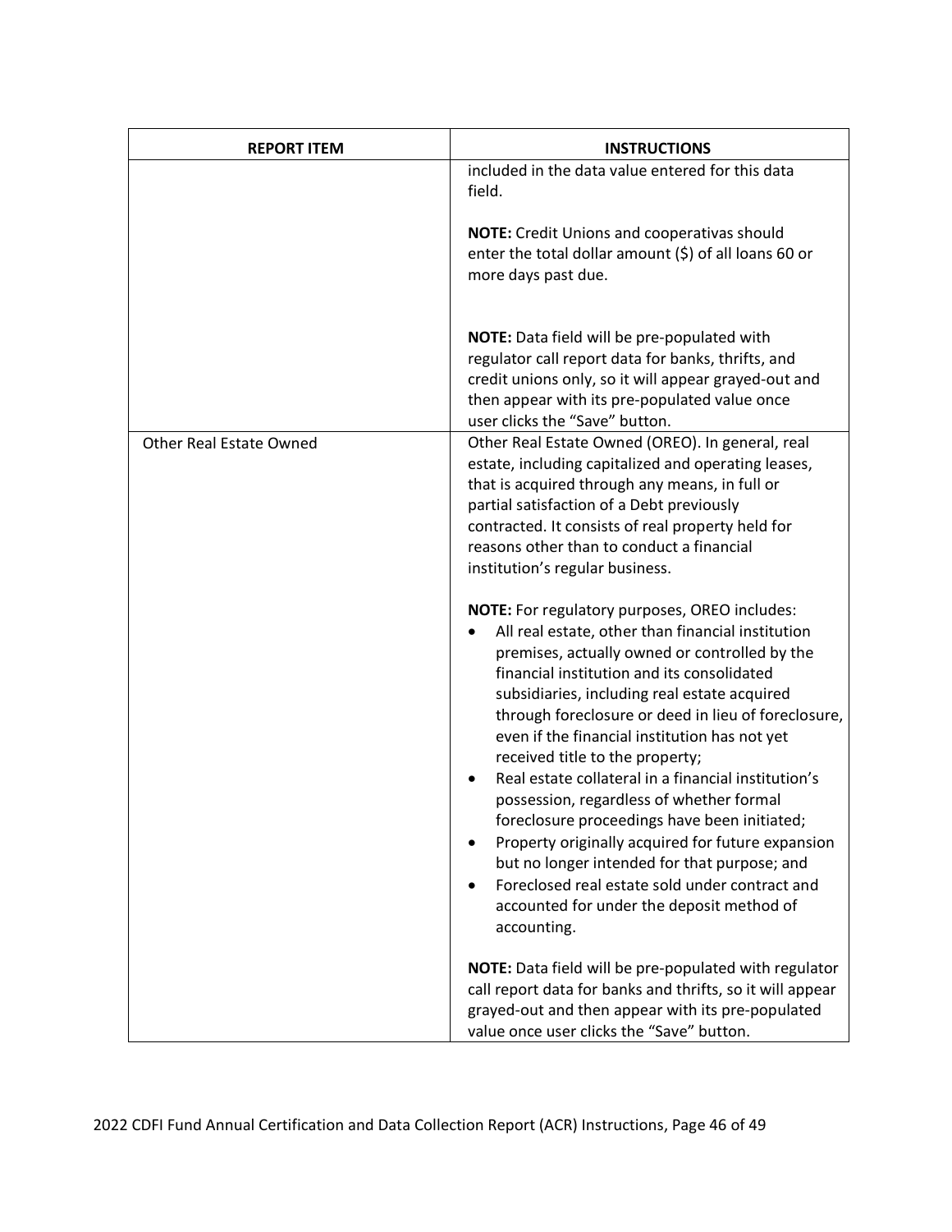| REPORT ITEM | INSTRUCTIONS |
|---|---|
| | included in the data value entered for this data field.<br><br>**NOTE:** Credit Unions and cooperativas should enter the total dollar amount ($) of all loans 60 or more days past due.<br><br>**NOTE:** Data field will be pre-populated with regulator call report data for banks, thrifts, and credit unions only, so it will appear grayed-out and then appear with its pre-populated value once user clicks the "Save" button. |
| Other Real Estate Owned | Other Real Estate Owned (OREO). In general, real estate, including capitalized and operating leases, that is acquired through any means, in full or partial satisfaction of a Debt previously contracted. It consists of real property held for reasons other than to conduct a financial institution's regular business.<br><br>**NOTE:** For regulatory purposes, OREO includes:<br>• All real estate, other than financial institution premises, actually owned or controlled by the financial institution and its consolidated subsidiaries, including real estate acquired through foreclosure or deed in lieu of foreclosure, even if the financial institution has not yet received title to the property;<br>• Real estate collateral in a financial institution's possession, regardless of whether formal foreclosure proceedings have been initiated;<br>• Property originally acquired for future expansion but no longer intended for that purpose; and<br>• Foreclosed real estate sold under contract and accounted for under the deposit method of accounting.<br><br>**NOTE:** Data field will be pre-populated with regulator call report data for banks and thrifts, so it will appear grayed-out and then appear with its pre-populated value once user clicks the "Save" button. |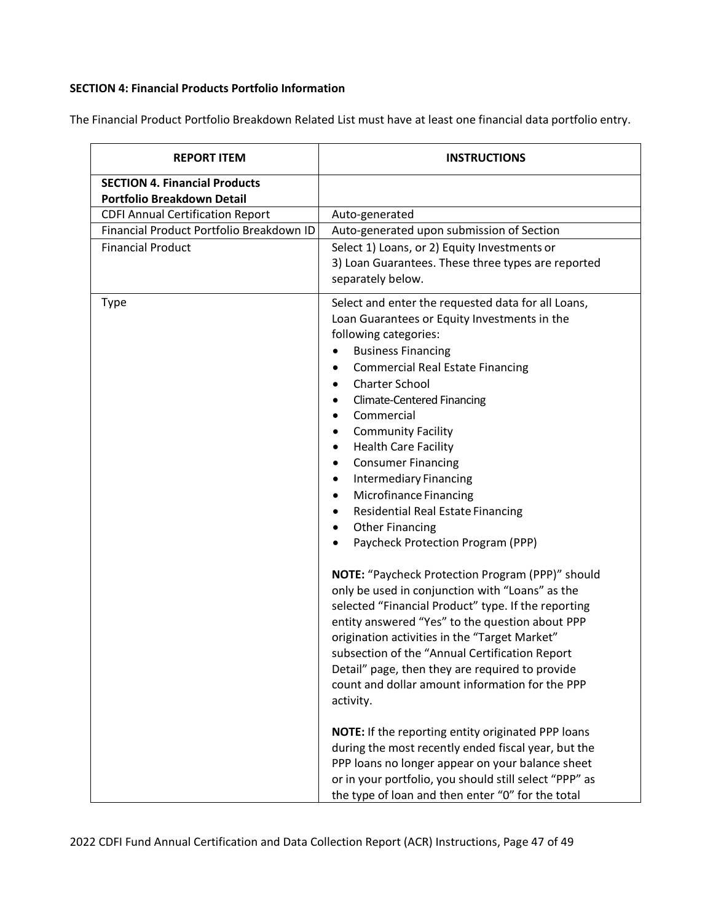**SECTION 4: Financial Products Portfolio Information**

The Financial Product Portfolio Breakdown Related List must have at least one financial data portfolio entry.

| REPORT ITEM | INSTRUCTIONS |
|---|---|
| **SECTION 4. Financial Products Portfolio Breakdown Detail** | |
| CDFI Annual Certification Report | Auto-generated |
| Financial Product Portfolio Breakdown ID | Auto-generated upon submission of Section |
| Financial Product | Select 1) Loans, or 2) Equity Investments or 3) Loan Guarantees. These three types are reported separately below. |
| Type | Select and enter the requested data for all Loans, Loan Guarantees or Equity Investments in the following categories:<br>• Business Financing<br>• Commercial Real Estate Financing<br>• Charter School<br>• Climate-Centered Financing<br>• Commercial<br>• Community Facility<br>• Health Care Facility<br>• Consumer Financing<br>• Intermediary Financing<br>• Microfinance Financing<br>• Residential Real Estate Financing<br>• Other Financing<br>• Paycheck Protection Program (PPP)<br><br>**NOTE:** "Paycheck Protection Program (PPP)" should only be used in conjunction with "Loans" as the selected "Financial Product" type. If the reporting entity answered "Yes" to the question about PPP origination activities in the "Target Market" subsection of the "Annual Certification Report Detail" page, then they are required to provide count and dollar amount information for the PPP activity.<br><br>**NOTE:** If the reporting entity originated PPP loans during the most recently ended fiscal year, but the PPP loans no longer appear on your balance sheet or in your portfolio, you should still select "PPP" as the type of loan and then enter "0" for the total |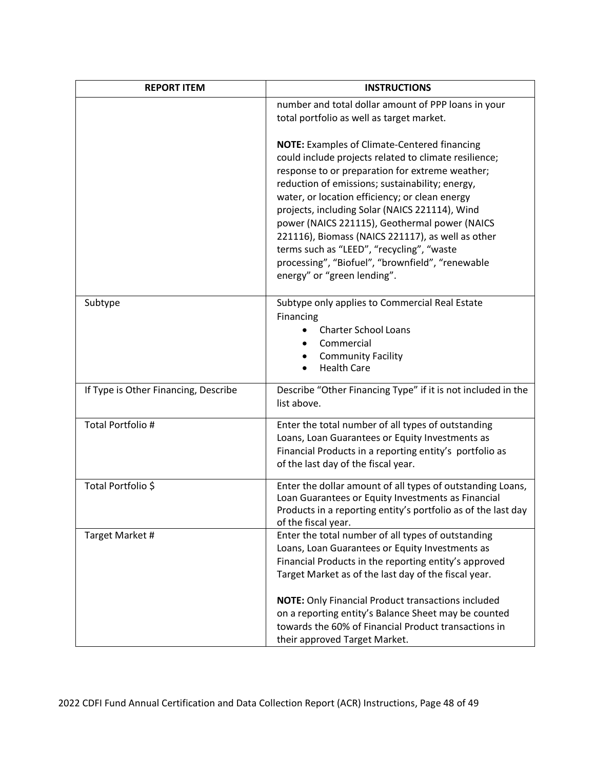| REPORT ITEM | INSTRUCTIONS |
| --- | --- |
| | number and total dollar amount of PPP loans in your total portfolio as well as target market.<br><br>**NOTE:** Examples of Climate-Centered financing could include projects related to climate resilience; response to or preparation for extreme weather; reduction of emissions; sustainability; energy, water, or location efficiency; or clean energy projects, including Solar (NAICS 221114), Wind power (NAICS 221115), Geothermal power (NAICS 221116), Biomass (NAICS 221117), as well as other terms such as "LEED", "recycling", "waste processing", "Biofuel", "brownfield", "renewable energy" or "green lending". |
| Subtype | Subtype only applies to Commercial Real Estate Financing<br>• Charter School Loans<br>• Commercial<br>• Community Facility<br>• Health Care |
| If Type is Other Financing, Describe | Describe "Other Financing Type" if it is not included in the list above. |
| Total Portfolio # | Enter the total number of all types of outstanding Loans, Loan Guarantees or Equity Investments as Financial Products in a reporting entity's portfolio as of the last day of the fiscal year. |
| Total Portfolio $ | Enter the dollar amount of all types of outstanding Loans, Loan Guarantees or Equity Investments as Financial Products in a reporting entity's portfolio as of the last day of the fiscal year. |
| Target Market # | Enter the total number of all types of outstanding Loans, Loan Guarantees or Equity Investments as Financial Products in the reporting entity's approved Target Market as of the last day of the fiscal year.<br><br>**NOTE:** Only Financial Product transactions included on a reporting entity's Balance Sheet may be counted towards the 60% of Financial Product transactions in their approved Target Market. |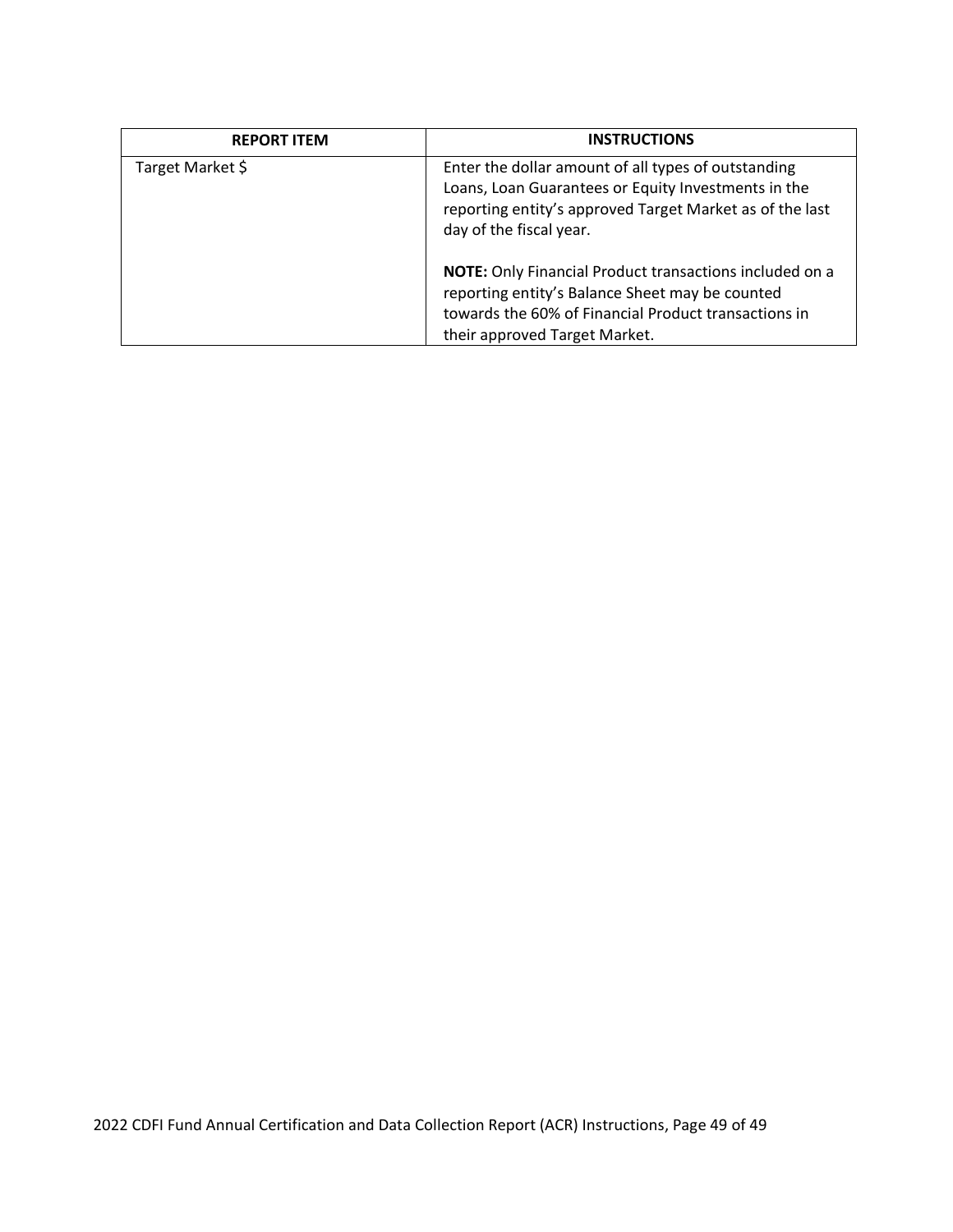| REPORT ITEM | INSTRUCTIONS |
|---|---|
| Target Market $ | Enter the dollar amount of all types of outstanding Loans, Loan Guarantees or Equity Investments in the reporting entity's approved Target Market as of the last day of the fiscal year.<br><br>**NOTE:** Only Financial Product transactions included on a reporting entity's Balance Sheet may be counted towards the 60% of Financial Product transactions in their approved Target Market. |